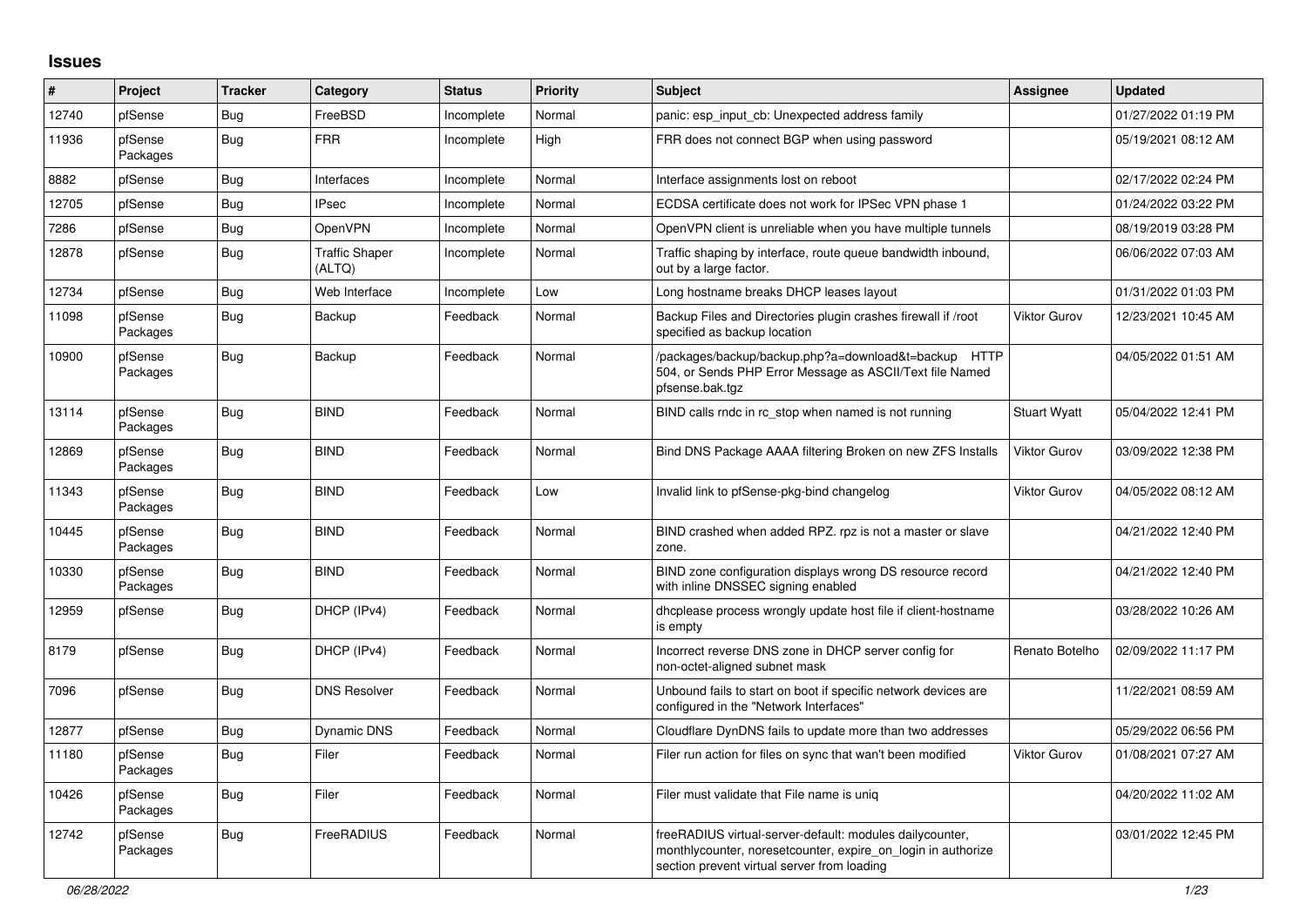## Issues

| # | Project | Tracker | Category | Status | Priority | Subject | Assignee | Updated |
|---|---|---|---|---|---|---|---|---|
| 12740 | pfSense | Bug | FreeBSD | Incomplete | Normal | panic: esp_input_cb: Unexpected address family | | 01/27/2022 01:19 PM |
| 11936 | pfSense Packages | Bug | FRR | Incomplete | High | FRR does not connect BGP when using password | | 05/19/2021 08:12 AM |
| 8882 | pfSense | Bug | Interfaces | Incomplete | Normal | Interface assignments lost on reboot | | 02/17/2022 02:24 PM |
| 12705 | pfSense | Bug | IPsec | Incomplete | Normal | ECDSA certificate does not work for IPSec VPN phase 1 | | 01/24/2022 03:22 PM |
| 7286 | pfSense | Bug | OpenVPN | Incomplete | Normal | OpenVPN client is unreliable when you have multiple tunnels | | 08/19/2019 03:28 PM |
| 12878 | pfSense | Bug | Traffic Shaper (ALTQ) | Incomplete | Normal | Traffic shaping by interface, route queue bandwidth inbound, out by a large factor. | | 06/06/2022 07:03 AM |
| 12734 | pfSense | Bug | Web Interface | Incomplete | Low | Long hostname breaks DHCP leases layout | | 01/31/2022 01:03 PM |
| 11098 | pfSense Packages | Bug | Backup | Feedback | Normal | Backup Files and Directories plugin crashes firewall if /root specified as backup location | Viktor Gurov | 12/23/2021 10:45 AM |
| 10900 | pfSense Packages | Bug | Backup | Feedback | Normal | /packages/backup/backup.php?a=download&t=backup HTTP 504, or Sends PHP Error Message as ASCII/Text file Named pfsense.bak.tgz | | 04/05/2022 01:51 AM |
| 13114 | pfSense Packages | Bug | BIND | Feedback | Normal | BIND calls rndc in rc_stop when named is not running | Stuart Wyatt | 05/04/2022 12:41 PM |
| 12869 | pfSense Packages | Bug | BIND | Feedback | Normal | Bind DNS Package AAAA filtering Broken on new ZFS Installs | Viktor Gurov | 03/09/2022 12:38 PM |
| 11343 | pfSense Packages | Bug | BIND | Feedback | Low | Invalid link to pfSense-pkg-bind changelog | Viktor Gurov | 04/05/2022 08:12 AM |
| 10445 | pfSense Packages | Bug | BIND | Feedback | Normal | BIND crashed when added RPZ. rpz is not a master or slave zone. | | 04/21/2022 12:40 PM |
| 10330 | pfSense Packages | Bug | BIND | Feedback | Normal | BIND zone configuration displays wrong DS resource record with inline DNSSEC signing enabled | | 04/21/2022 12:40 PM |
| 12959 | pfSense | Bug | DHCP (IPv4) | Feedback | Normal | dhcplease process wrongly update host file if client-hostname is empty | | 03/28/2022 10:26 AM |
| 8179 | pfSense | Bug | DHCP (IPv4) | Feedback | Normal | Incorrect reverse DNS zone in DHCP server config for non-octet-aligned subnet mask | Renato Botelho | 02/09/2022 11:17 PM |
| 7096 | pfSense | Bug | DNS Resolver | Feedback | Normal | Unbound fails to start on boot if specific network devices are configured in the "Network Interfaces" | | 11/22/2021 08:59 AM |
| 12877 | pfSense | Bug | Dynamic DNS | Feedback | Normal | Cloudflare DynDNS fails to update more than two addresses | | 05/29/2022 06:56 PM |
| 11180 | pfSense Packages | Bug | Filer | Feedback | Normal | Filer run action for files on sync that wan't been modified | Viktor Gurov | 01/08/2021 07:27 AM |
| 10426 | pfSense Packages | Bug | Filer | Feedback | Normal | Filer must validate that File name is uniq | | 04/20/2022 11:02 AM |
| 12742 | pfSense Packages | Bug | FreeRADIUS | Feedback | Normal | freeRADIUS virtual-server-default: modules dailycounter, monthlycounter, noresetcounter, expire_on_login in authorize section prevent virtual server from loading | | 03/01/2022 12:45 PM |

*06/28/2022*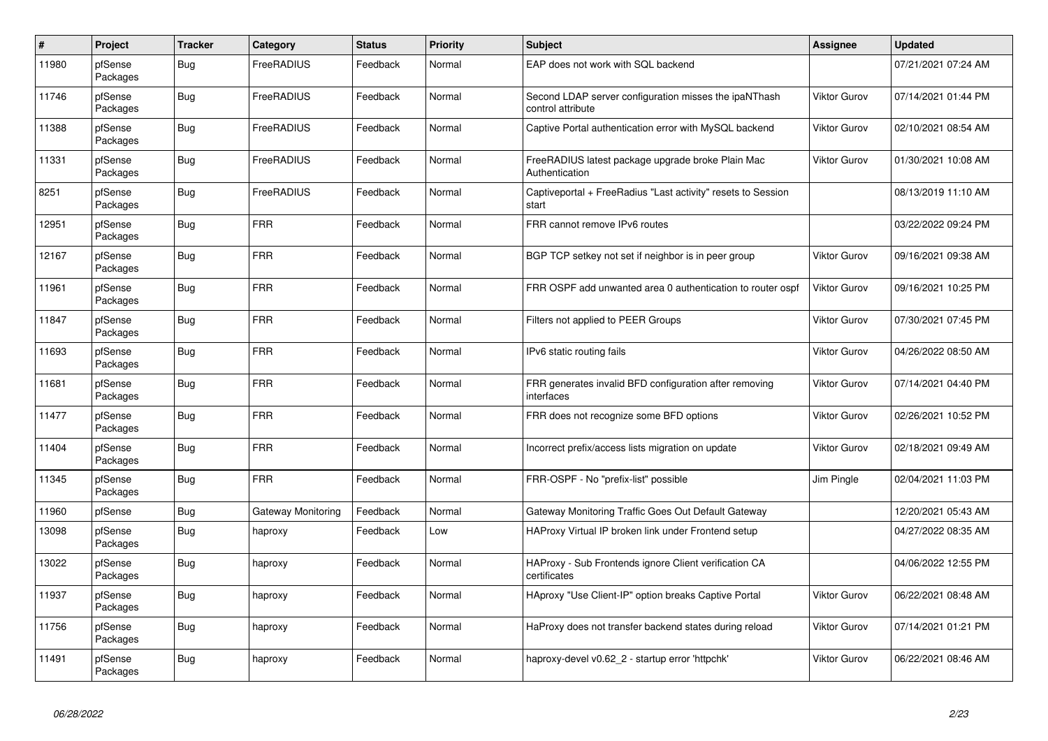| # | Project | Tracker | Category | Status | Priority | Subject | Assignee | Updated |
|---|---|---|---|---|---|---|---|---|
| 11980 | pfSense Packages | Bug | FreeRADIUS | Feedback | Normal | EAP does not work with SQL backend | | 07/21/2021 07:24 AM |
| 11746 | pfSense Packages | Bug | FreeRADIUS | Feedback | Normal | Second LDAP server configuration misses the ipaNThash control attribute | Viktor Gurov | 07/14/2021 01:44 PM |
| 11388 | pfSense Packages | Bug | FreeRADIUS | Feedback | Normal | Captive Portal authentication error with MySQL backend | Viktor Gurov | 02/10/2021 08:54 AM |
| 11331 | pfSense Packages | Bug | FreeRADIUS | Feedback | Normal | FreeRADIUS latest package upgrade broke Plain Mac Authentication | Viktor Gurov | 01/30/2021 10:08 AM |
| 8251 | pfSense Packages | Bug | FreeRADIUS | Feedback | Normal | Captiveportal + FreeRadius "Last activity" resets to Session start | | 08/13/2019 11:10 AM |
| 12951 | pfSense Packages | Bug | FRR | Feedback | Normal | FRR cannot remove IPv6 routes | | 03/22/2022 09:24 PM |
| 12167 | pfSense Packages | Bug | FRR | Feedback | Normal | BGP TCP setkey not set if neighbor is in peer group | Viktor Gurov | 09/16/2021 09:38 AM |
| 11961 | pfSense Packages | Bug | FRR | Feedback | Normal | FRR OSPF add unwanted area 0 authentication to router ospf | Viktor Gurov | 09/16/2021 10:25 PM |
| 11847 | pfSense Packages | Bug | FRR | Feedback | Normal | Filters not applied to PEER Groups | Viktor Gurov | 07/30/2021 07:45 PM |
| 11693 | pfSense Packages | Bug | FRR | Feedback | Normal | IPv6 static routing fails | Viktor Gurov | 04/26/2022 08:50 AM |
| 11681 | pfSense Packages | Bug | FRR | Feedback | Normal | FRR generates invalid BFD configuration after removing interfaces | Viktor Gurov | 07/14/2021 04:40 PM |
| 11477 | pfSense Packages | Bug | FRR | Feedback | Normal | FRR does not recognize some BFD options | Viktor Gurov | 02/26/2021 10:52 PM |
| 11404 | pfSense Packages | Bug | FRR | Feedback | Normal | Incorrect prefix/access lists migration on update | Viktor Gurov | 02/18/2021 09:49 AM |
| 11345 | pfSense Packages | Bug | FRR | Feedback | Normal | FRR-OSPF - No "prefix-list" possible | Jim Pingle | 02/04/2021 11:03 PM |
| 11960 | pfSense | Bug | Gateway Monitoring | Feedback | Normal | Gateway Monitoring Traffic Goes Out Default Gateway | | 12/20/2021 05:43 AM |
| 13098 | pfSense Packages | Bug | haproxy | Feedback | Low | HAProxy Virtual IP broken link under Frontend setup | | 04/27/2022 08:35 AM |
| 13022 | pfSense Packages | Bug | haproxy | Feedback | Normal | HAProxy - Sub Frontends ignore Client verification CA certificates | | 04/06/2022 12:55 PM |
| 11937 | pfSense Packages | Bug | haproxy | Feedback | Normal | HAproxy "Use Client-IP" option breaks Captive Portal | Viktor Gurov | 06/22/2021 08:48 AM |
| 11756 | pfSense Packages | Bug | haproxy | Feedback | Normal | HaProxy does not transfer backend states during reload | Viktor Gurov | 07/14/2021 01:21 PM |
| 11491 | pfSense Packages | Bug | haproxy | Feedback | Normal | haproxy-devel v0.62_2 - startup error 'httpchk' | Viktor Gurov | 06/22/2021 08:46 AM |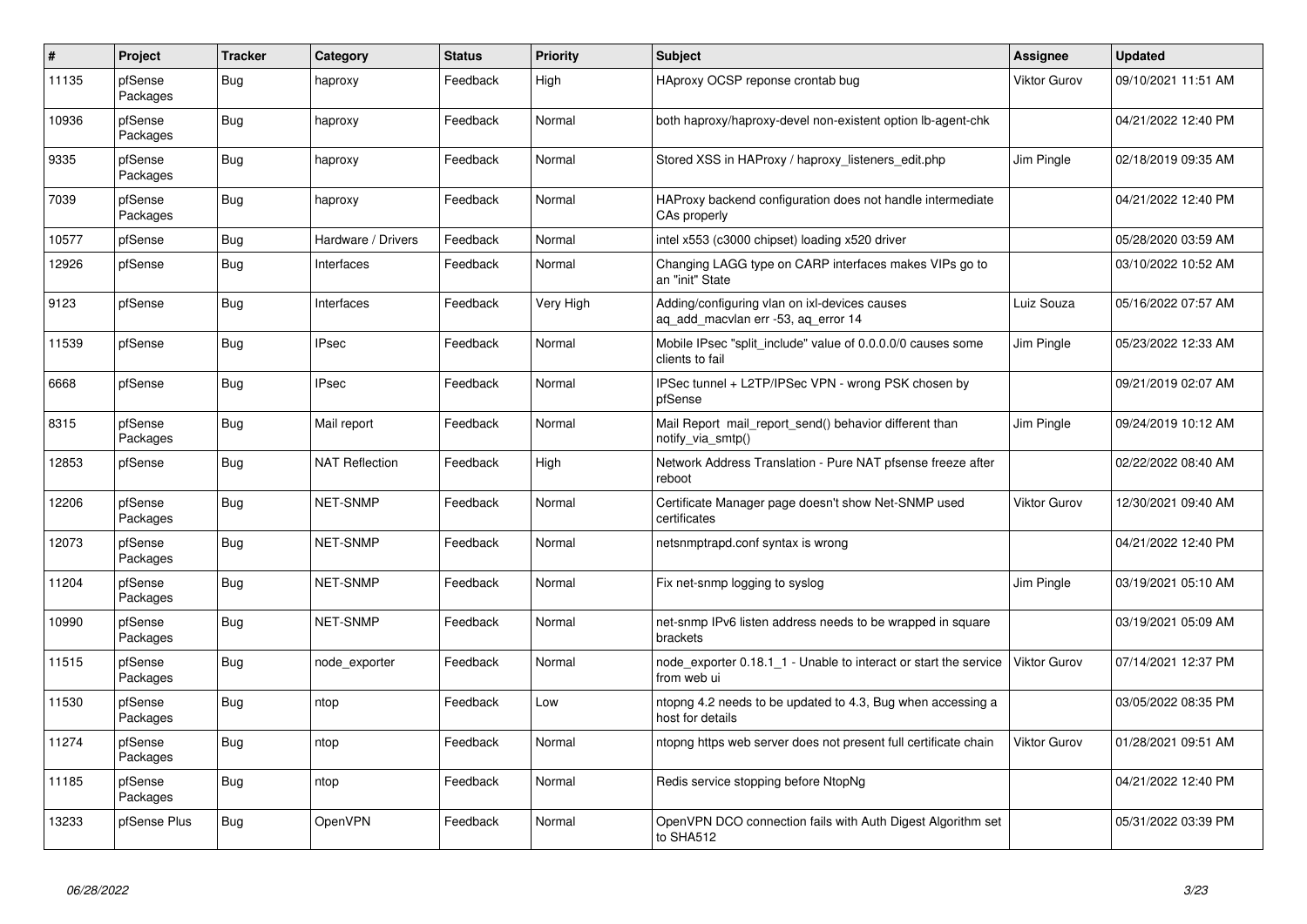| # | Project | Tracker | Category | Status | Priority | Subject | Assignee | Updated |
|---|---|---|---|---|---|---|---|---|
| 11135 | pfSense Packages | Bug | haproxy | Feedback | High | HAproxy OCSP reponse crontab bug | Viktor Gurov | 09/10/2021 11:51 AM |
| 10936 | pfSense Packages | Bug | haproxy | Feedback | Normal | both haproxy/haproxy-devel non-existent option lb-agent-chk | | 04/21/2022 12:40 PM |
| 9335 | pfSense Packages | Bug | haproxy | Feedback | Normal | Stored XSS in HAProxy / haproxy_listeners_edit.php | Jim Pingle | 02/18/2019 09:35 AM |
| 7039 | pfSense Packages | Bug | haproxy | Feedback | Normal | HAProxy backend configuration does not handle intermediate CAs properly | | 04/21/2022 12:40 PM |
| 10577 | pfSense | Bug | Hardware / Drivers | Feedback | Normal | intel x553 (c3000 chipset) loading x520 driver | | 05/28/2020 03:59 AM |
| 12926 | pfSense | Bug | Interfaces | Feedback | Normal | Changing LAGG type on CARP interfaces makes VIPs go to an "init" State | | 03/10/2022 10:52 AM |
| 9123 | pfSense | Bug | Interfaces | Feedback | Very High | Adding/configuring vlan on ixl-devices causes aq_add_macvlan err -53, aq_error 14 | Luiz Souza | 05/16/2022 07:57 AM |
| 11539 | pfSense | Bug | IPsec | Feedback | Normal | Mobile IPsec "split_include" value of 0.0.0.0/0 causes some clients to fail | Jim Pingle | 05/23/2022 12:33 AM |
| 6668 | pfSense | Bug | IPsec | Feedback | Normal | IPSec tunnel + L2TP/IPSec VPN - wrong PSK chosen by pfSense | | 09/21/2019 02:07 AM |
| 8315 | pfSense Packages | Bug | Mail report | Feedback | Normal | Mail Report mail_report_send() behavior different than notify_via_smtp() | Jim Pingle | 09/24/2019 10:12 AM |
| 12853 | pfSense | Bug | NAT Reflection | Feedback | High | Network Address Translation - Pure NAT pfsense freeze after reboot | | 02/22/2022 08:40 AM |
| 12206 | pfSense Packages | Bug | NET-SNMP | Feedback | Normal | Certificate Manager page doesn't show Net-SNMP used certificates | Viktor Gurov | 12/30/2021 09:40 AM |
| 12073 | pfSense Packages | Bug | NET-SNMP | Feedback | Normal | netsnmptrapd.conf syntax is wrong | | 04/21/2022 12:40 PM |
| 11204 | pfSense Packages | Bug | NET-SNMP | Feedback | Normal | Fix net-snmp logging to syslog | Jim Pingle | 03/19/2021 05:10 AM |
| 10990 | pfSense Packages | Bug | NET-SNMP | Feedback | Normal | net-snmp IPv6 listen address needs to be wrapped in square brackets | | 03/19/2021 05:09 AM |
| 11515 | pfSense Packages | Bug | node_exporter | Feedback | Normal | node_exporter 0.18.1_1 - Unable to interact or start the service from web ui | Viktor Gurov | 07/14/2021 12:37 PM |
| 11530 | pfSense Packages | Bug | ntop | Feedback | Low | ntopng 4.2 needs to be updated to 4.3, Bug when accessing a host for details | | 03/05/2022 08:35 PM |
| 11274 | pfSense Packages | Bug | ntop | Feedback | Normal | ntopng https web server does not present full certificate chain | Viktor Gurov | 01/28/2021 09:51 AM |
| 11185 | pfSense Packages | Bug | ntop | Feedback | Normal | Redis service stopping before NtopNg | | 04/21/2022 12:40 PM |
| 13233 | pfSense Plus | Bug | OpenVPN | Feedback | Normal | OpenVPN DCO connection fails with Auth Digest Algorithm set to SHA512 | | 05/31/2022 03:39 PM |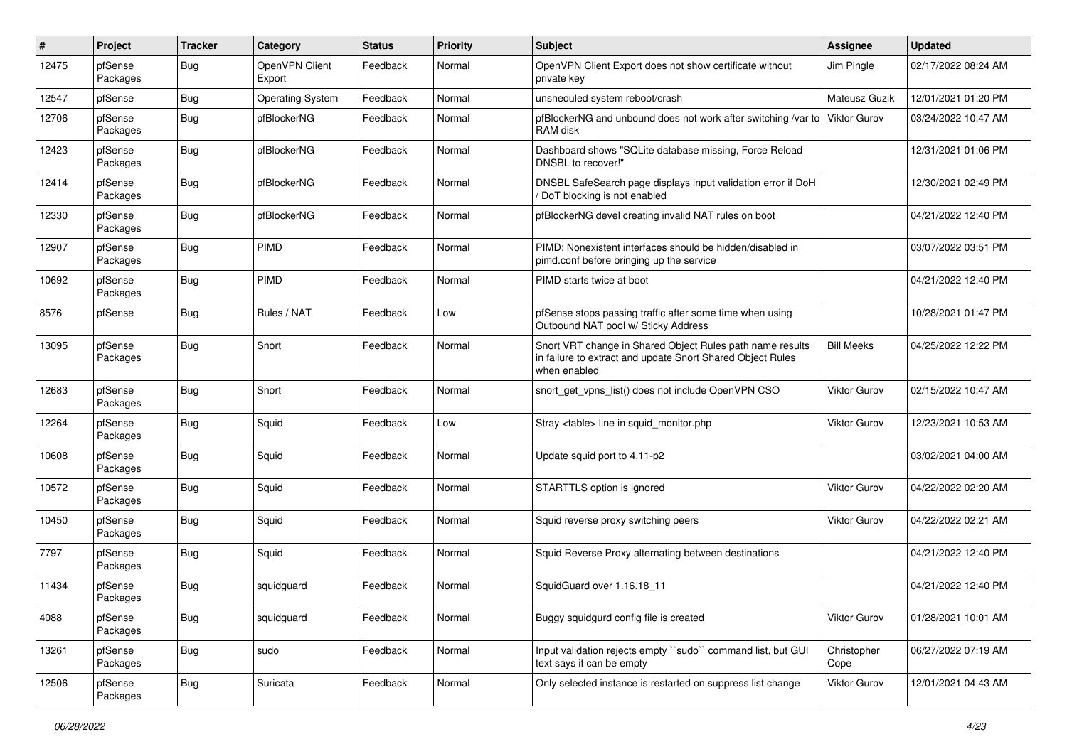| # | Project | Tracker | Category | Status | Priority | Subject | Assignee | Updated |
|---|---|---|---|---|---|---|---|---|
| 12475 | pfSense Packages | Bug | OpenVPN Client Export | Feedback | Normal | OpenVPN Client Export does not show certificate without private key | Jim Pingle | 02/17/2022 08:24 AM |
| 12547 | pfSense | Bug | Operating System | Feedback | Normal | unsheduled system reboot/crash | Mateusz Guzik | 12/01/2021 01:20 PM |
| 12706 | pfSense Packages | Bug | pfBlockerNG | Feedback | Normal | pfBlockerNG and unbound does not work after switching /var to RAM disk | Viktor Gurov | 03/24/2022 10:47 AM |
| 12423 | pfSense Packages | Bug | pfBlockerNG | Feedback | Normal | Dashboard shows "SQLite database missing, Force Reload DNSBL to recover!" | | 12/31/2021 01:06 PM |
| 12414 | pfSense Packages | Bug | pfBlockerNG | Feedback | Normal | DNSBL SafeSearch page displays input validation error if DoH / DoT blocking is not enabled | | 12/30/2021 02:49 PM |
| 12330 | pfSense Packages | Bug | pfBlockerNG | Feedback | Normal | pfBlockerNG devel creating invalid NAT rules on boot | | 04/21/2022 12:40 PM |
| 12907 | pfSense Packages | Bug | PIMD | Feedback | Normal | PIMD: Nonexistent interfaces should be hidden/disabled in pimd.conf before bringing up the service | | 03/07/2022 03:51 PM |
| 10692 | pfSense Packages | Bug | PIMD | Feedback | Normal | PIMD starts twice at boot | | 04/21/2022 12:40 PM |
| 8576 | pfSense | Bug | Rules / NAT | Feedback | Low | pfSense stops passing traffic after some time when using Outbound NAT pool w/ Sticky Address | | 10/28/2021 01:47 PM |
| 13095 | pfSense Packages | Bug | Snort | Feedback | Normal | Snort VRT change in Shared Object Rules path name results in failure to extract and update Snort Shared Object Rules when enabled | Bill Meeks | 04/25/2022 12:22 PM |
| 12683 | pfSense Packages | Bug | Snort | Feedback | Normal | snort_get_vpns_list() does not include OpenVPN CSO | Viktor Gurov | 02/15/2022 10:47 AM |
| 12264 | pfSense Packages | Bug | Squid | Feedback | Low | Stray <table> line in squid_monitor.php | Viktor Gurov | 12/23/2021 10:53 AM |
| 10608 | pfSense Packages | Bug | Squid | Feedback | Normal | Update squid port to 4.11-p2 | | 03/02/2021 04:00 AM |
| 10572 | pfSense Packages | Bug | Squid | Feedback | Normal | STARTTLS option is ignored | Viktor Gurov | 04/22/2022 02:20 AM |
| 10450 | pfSense Packages | Bug | Squid | Feedback | Normal | Squid reverse proxy switching peers | Viktor Gurov | 04/22/2022 02:21 AM |
| 7797 | pfSense Packages | Bug | Squid | Feedback | Normal | Squid Reverse Proxy alternating between destinations | | 04/21/2022 12:40 PM |
| 11434 | pfSense Packages | Bug | squidguard | Feedback | Normal | SquidGuard over 1.16.18_11 | | 04/21/2022 12:40 PM |
| 4088 | pfSense Packages | Bug | squidguard | Feedback | Normal | Buggy squidgurd config file is created | Viktor Gurov | 01/28/2021 10:01 AM |
| 13261 | pfSense Packages | Bug | sudo | Feedback | Normal | Input validation rejects empty ``sudo`` command list, but GUI text says it can be empty | Christopher Cope | 06/27/2022 07:19 AM |
| 12506 | pfSense Packages | Bug | Suricata | Feedback | Normal | Only selected instance is restarted on suppress list change | Viktor Gurov | 12/01/2021 04:43 AM |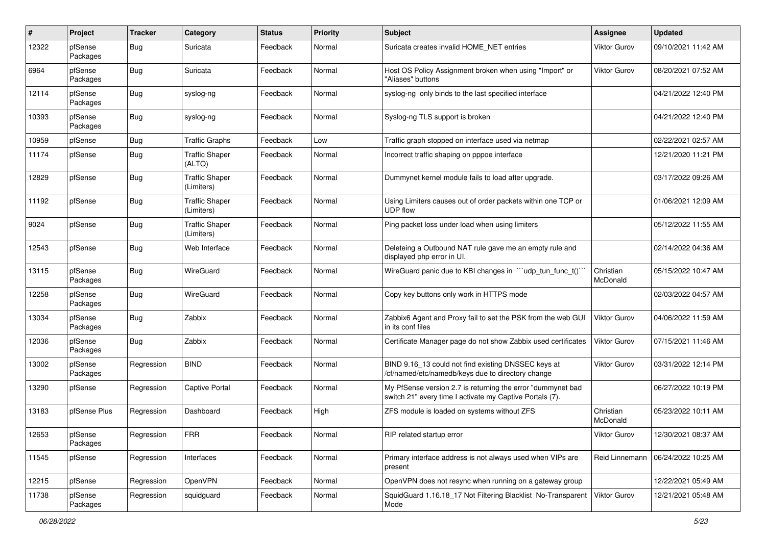| # | Project | Tracker | Category | Status | Priority | Subject | Assignee | Updated |
|---|---|---|---|---|---|---|---|---|
| 12322 | pfSense Packages | Bug | Suricata | Feedback | Normal | Suricata creates invalid HOME_NET entries | Viktor Gurov | 09/10/2021 11:42 AM |
| 6964 | pfSense Packages | Bug | Suricata | Feedback | Normal | Host OS Policy Assignment broken when using "Import" or "Aliases" buttons | Viktor Gurov | 08/20/2021 07:52 AM |
| 12114 | pfSense Packages | Bug | syslog-ng | Feedback | Normal | syslog-ng only binds to the last specified interface | | 04/21/2022 12:40 PM |
| 10393 | pfSense Packages | Bug | syslog-ng | Feedback | Normal | Syslog-ng TLS support is broken | | 04/21/2022 12:40 PM |
| 10959 | pfSense | Bug | Traffic Graphs | Feedback | Low | Traffic graph stopped on interface used via netmap | | 02/22/2021 02:57 AM |
| 11174 | pfSense | Bug | Traffic Shaper (ALTQ) | Feedback | Normal | Incorrect traffic shaping on pppoe interface | | 12/21/2020 11:21 PM |
| 12829 | pfSense | Bug | Traffic Shaper (Limiters) | Feedback | Normal | Dummynet kernel module fails to load after upgrade. | | 03/17/2022 09:26 AM |
| 11192 | pfSense | Bug | Traffic Shaper (Limiters) | Feedback | Normal | Using Limiters causes out of order packets within one TCP or UDP flow | | 01/06/2021 12:09 AM |
| 9024 | pfSense | Bug | Traffic Shaper (Limiters) | Feedback | Normal | Ping packet loss under load when using limiters | | 05/12/2022 11:55 AM |
| 12543 | pfSense | Bug | Web Interface | Feedback | Normal | Deleteing a Outbound NAT rule gave me an empty rule and displayed php error in UI. | | 02/14/2022 04:36 AM |
| 13115 | pfSense Packages | Bug | WireGuard | Feedback | Normal | WireGuard panic due to KBI changes in ```udp_tun_func_t()``` | Christian McDonald | 05/15/2022 10:47 AM |
| 12258 | pfSense Packages | Bug | WireGuard | Feedback | Normal | Copy key buttons only work in HTTPS mode | | 02/03/2022 04:57 AM |
| 13034 | pfSense Packages | Bug | Zabbix | Feedback | Normal | Zabbix6 Agent and Proxy fail to set the PSK from the web GUI in its conf files | Viktor Gurov | 04/06/2022 11:59 AM |
| 12036 | pfSense Packages | Bug | Zabbix | Feedback | Normal | Certificate Manager page do not show Zabbix used certificates | Viktor Gurov | 07/15/2021 11:46 AM |
| 13002 | pfSense Packages | Regression | BIND | Feedback | Normal | BIND 9.16_13 could not find existing DNSSEC keys at /cf/named/etc/namedb/keys due to directory change | Viktor Gurov | 03/31/2022 12:14 PM |
| 13290 | pfSense | Regression | Captive Portal | Feedback | Normal | My PfSense version 2.7 is returning the error "dummynet bad switch 21" every time I activate my Captive Portals (7). | | 06/27/2022 10:19 PM |
| 13183 | pfSense Plus | Regression | Dashboard | Feedback | High | ZFS module is loaded on systems without ZFS | Christian McDonald | 05/23/2022 10:11 AM |
| 12653 | pfSense Packages | Regression | FRR | Feedback | Normal | RIP related startup error | Viktor Gurov | 12/30/2021 08:37 AM |
| 11545 | pfSense | Regression | Interfaces | Feedback | Normal | Primary interface address is not always used when VIPs are present | Reid Linnemann | 06/24/2022 10:25 AM |
| 12215 | pfSense | Regression | OpenVPN | Feedback | Normal | OpenVPN does not resync when running on a gateway group | | 12/22/2021 05:49 AM |
| 11738 | pfSense Packages | Regression | squidguard | Feedback | Normal | SquidGuard 1.16.18_17 Not Filtering Blacklist No-Transparent Mode | Viktor Gurov | 12/21/2021 05:48 AM |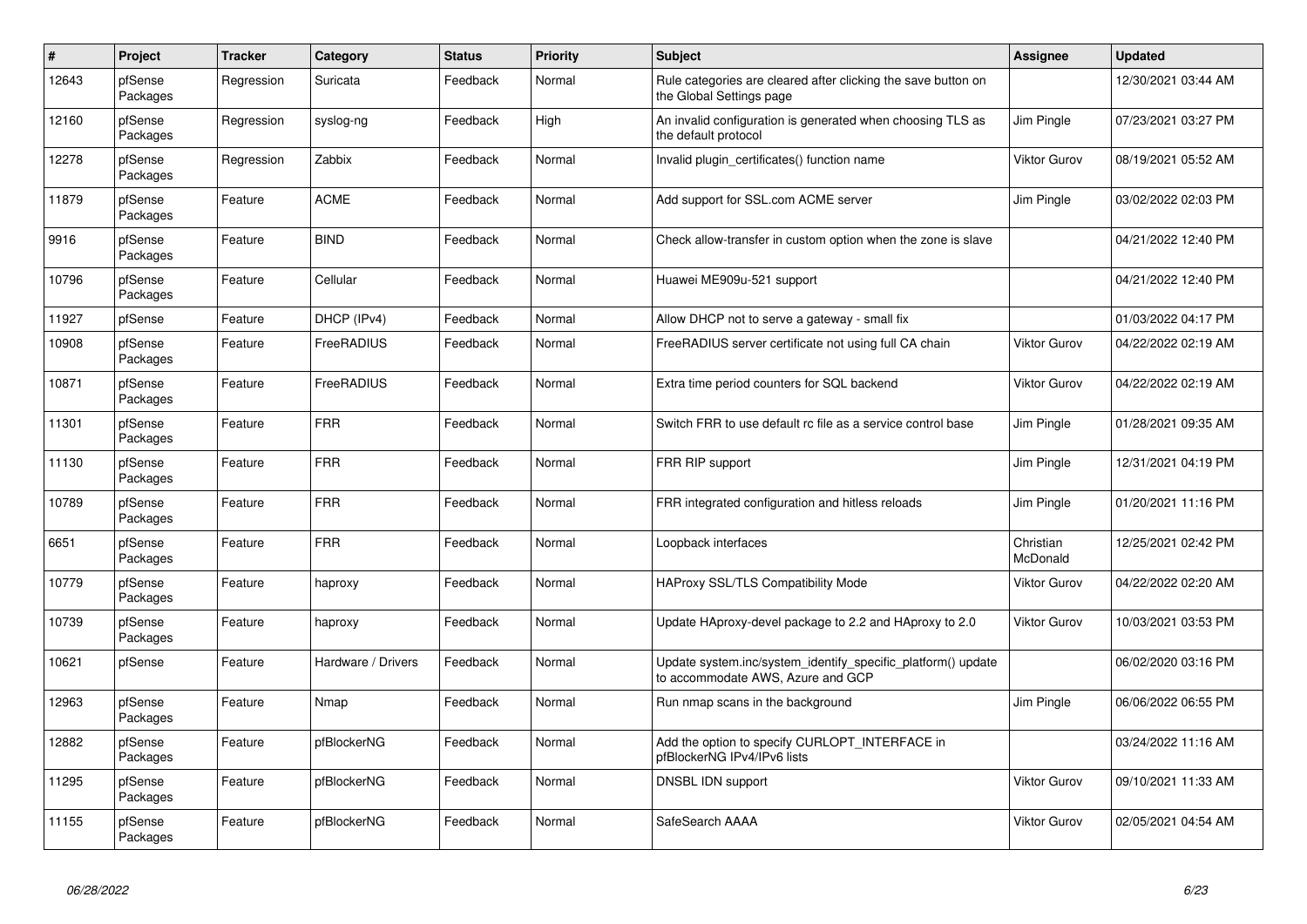| # | Project | Tracker | Category | Status | Priority | Subject | Assignee | Updated |
|---|---|---|---|---|---|---|---|---|
| 12643 | pfSense Packages | Regression | Suricata | Feedback | Normal | Rule categories are cleared after clicking the save button on the Global Settings page | | 12/30/2021 03:44 AM |
| 12160 | pfSense Packages | Regression | syslog-ng | Feedback | High | An invalid configuration is generated when choosing TLS as the default protocol | Jim Pingle | 07/23/2021 03:27 PM |
| 12278 | pfSense Packages | Regression | Zabbix | Feedback | Normal | Invalid plugin_certificates() function name | Viktor Gurov | 08/19/2021 05:52 AM |
| 11879 | pfSense Packages | Feature | ACME | Feedback | Normal | Add support for SSL.com ACME server | Jim Pingle | 03/02/2022 02:03 PM |
| 9916 | pfSense Packages | Feature | BIND | Feedback | Normal | Check allow-transfer in custom option when the zone is slave | | 04/21/2022 12:40 PM |
| 10796 | pfSense Packages | Feature | Cellular | Feedback | Normal | Huawei ME909u-521 support | | 04/21/2022 12:40 PM |
| 11927 | pfSense | Feature | DHCP (IPv4) | Feedback | Normal | Allow DHCP not to serve a gateway - small fix | | 01/03/2022 04:17 PM |
| 10908 | pfSense Packages | Feature | FreeRADIUS | Feedback | Normal | FreeRADIUS server certificate not using full CA chain | Viktor Gurov | 04/22/2022 02:19 AM |
| 10871 | pfSense Packages | Feature | FreeRADIUS | Feedback | Normal | Extra time period counters for SQL backend | Viktor Gurov | 04/22/2022 02:19 AM |
| 11301 | pfSense Packages | Feature | FRR | Feedback | Normal | Switch FRR to use default rc file as a service control base | Jim Pingle | 01/28/2021 09:35 AM |
| 11130 | pfSense Packages | Feature | FRR | Feedback | Normal | FRR RIP support | Jim Pingle | 12/31/2021 04:19 PM |
| 10789 | pfSense Packages | Feature | FRR | Feedback | Normal | FRR integrated configuration and hitless reloads | Jim Pingle | 01/20/2021 11:16 PM |
| 6651 | pfSense Packages | Feature | FRR | Feedback | Normal | Loopback interfaces | Christian McDonald | 12/25/2021 02:42 PM |
| 10779 | pfSense Packages | Feature | haproxy | Feedback | Normal | HAProxy SSL/TLS Compatibility Mode | Viktor Gurov | 04/22/2022 02:20 AM |
| 10739 | pfSense Packages | Feature | haproxy | Feedback | Normal | Update HAproxy-devel package to 2.2 and HAproxy to 2.0 | Viktor Gurov | 10/03/2021 03:53 PM |
| 10621 | pfSense | Feature | Hardware / Drivers | Feedback | Normal | Update system.inc/system_identify_specific_platform() update to accommodate AWS, Azure and GCP | | 06/02/2020 03:16 PM |
| 12963 | pfSense Packages | Feature | Nmap | Feedback | Normal | Run nmap scans in the background | Jim Pingle | 06/06/2022 06:55 PM |
| 12882 | pfSense Packages | Feature | pfBlockerNG | Feedback | Normal | Add the option to specify CURLOPT_INTERFACE in pfBlockerNG IPv4/IPv6 lists | | 03/24/2022 11:16 AM |
| 11295 | pfSense Packages | Feature | pfBlockerNG | Feedback | Normal | DNSBL IDN support | Viktor Gurov | 09/10/2021 11:33 AM |
| 11155 | pfSense Packages | Feature | pfBlockerNG | Feedback | Normal | SafeSearch AAAA | Viktor Gurov | 02/05/2021 04:54 AM |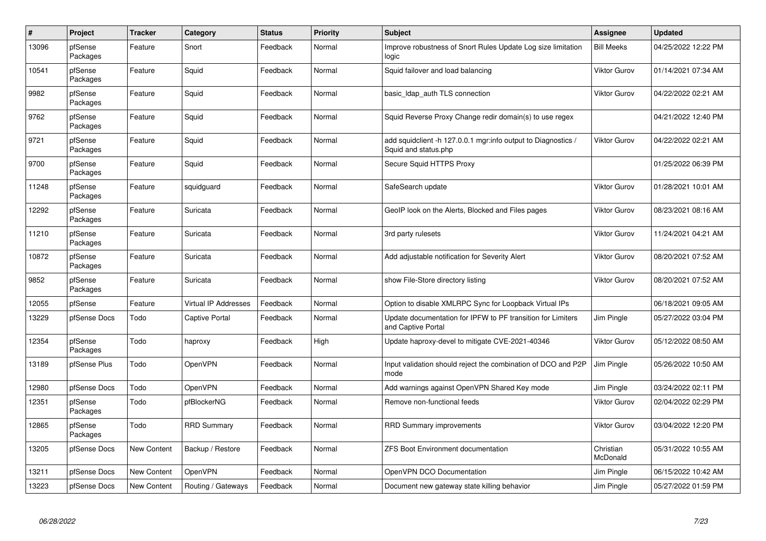| # | Project | Tracker | Category | Status | Priority | Subject | Assignee | Updated |
|---|---|---|---|---|---|---|---|---|
| 13096 | pfSense Packages | Feature | Snort | Feedback | Normal | Improve robustness of Snort Rules Update Log size limitation logic | Bill Meeks | 04/25/2022 12:22 PM |
| 10541 | pfSense Packages | Feature | Squid | Feedback | Normal | Squid failover and load balancing | Viktor Gurov | 01/14/2021 07:34 AM |
| 9982 | pfSense Packages | Feature | Squid | Feedback | Normal | basic_ldap_auth TLS connection | Viktor Gurov | 04/22/2022 02:21 AM |
| 9762 | pfSense Packages | Feature | Squid | Feedback | Normal | Squid Reverse Proxy Change redir domain(s) to use regex | | 04/21/2022 12:40 PM |
| 9721 | pfSense Packages | Feature | Squid | Feedback | Normal | add squidclient -h 127.0.0.1 mgr:info output to Diagnostics / Squid and status.php | Viktor Gurov | 04/22/2022 02:21 AM |
| 9700 | pfSense Packages | Feature | Squid | Feedback | Normal | Secure Squid HTTPS Proxy | | 01/25/2022 06:39 PM |
| 11248 | pfSense Packages | Feature | squidguard | Feedback | Normal | SafeSearch update | Viktor Gurov | 01/28/2021 10:01 AM |
| 12292 | pfSense Packages | Feature | Suricata | Feedback | Normal | GeoIP look on the Alerts, Blocked and Files pages | Viktor Gurov | 08/23/2021 08:16 AM |
| 11210 | pfSense Packages | Feature | Suricata | Feedback | Normal | 3rd party rulesets | Viktor Gurov | 11/24/2021 04:21 AM |
| 10872 | pfSense Packages | Feature | Suricata | Feedback | Normal | Add adjustable notification for Severity Alert | Viktor Gurov | 08/20/2021 07:52 AM |
| 9852 | pfSense Packages | Feature | Suricata | Feedback | Normal | show File-Store directory listing | Viktor Gurov | 08/20/2021 07:52 AM |
| 12055 | pfSense | Feature | Virtual IP Addresses | Feedback | Normal | Option to disable XMLRPC Sync for Loopback Virtual IPs | | 06/18/2021 09:05 AM |
| 13229 | pfSense Docs | Todo | Captive Portal | Feedback | Normal | Update documentation for IPFW to PF transition for Limiters and Captive Portal | Jim Pingle | 05/27/2022 03:04 PM |
| 12354 | pfSense Packages | Todo | haproxy | Feedback | High | Update haproxy-devel to mitigate CVE-2021-40346 | Viktor Gurov | 05/12/2022 08:50 AM |
| 13189 | pfSense Plus | Todo | OpenVPN | Feedback | Normal | Input validation should reject the combination of DCO and P2P mode | Jim Pingle | 05/26/2022 10:50 AM |
| 12980 | pfSense Docs | Todo | OpenVPN | Feedback | Normal | Add warnings against OpenVPN Shared Key mode | Jim Pingle | 03/24/2022 02:11 PM |
| 12351 | pfSense Packages | Todo | pfBlockerNG | Feedback | Normal | Remove non-functional feeds | Viktor Gurov | 02/04/2022 02:29 PM |
| 12865 | pfSense Packages | Todo | RRD Summary | Feedback | Normal | RRD Summary improvements | Viktor Gurov | 03/04/2022 12:20 PM |
| 13205 | pfSense Docs | New Content | Backup / Restore | Feedback | Normal | ZFS Boot Environment documentation | Christian McDonald | 05/31/2022 10:55 AM |
| 13211 | pfSense Docs | New Content | OpenVPN | Feedback | Normal | OpenVPN DCO Documentation | Jim Pingle | 06/15/2022 10:42 AM |
| 13223 | pfSense Docs | New Content | Routing / Gateways | Feedback | Normal | Document new gateway state killing behavior | Jim Pingle | 05/27/2022 01:59 PM |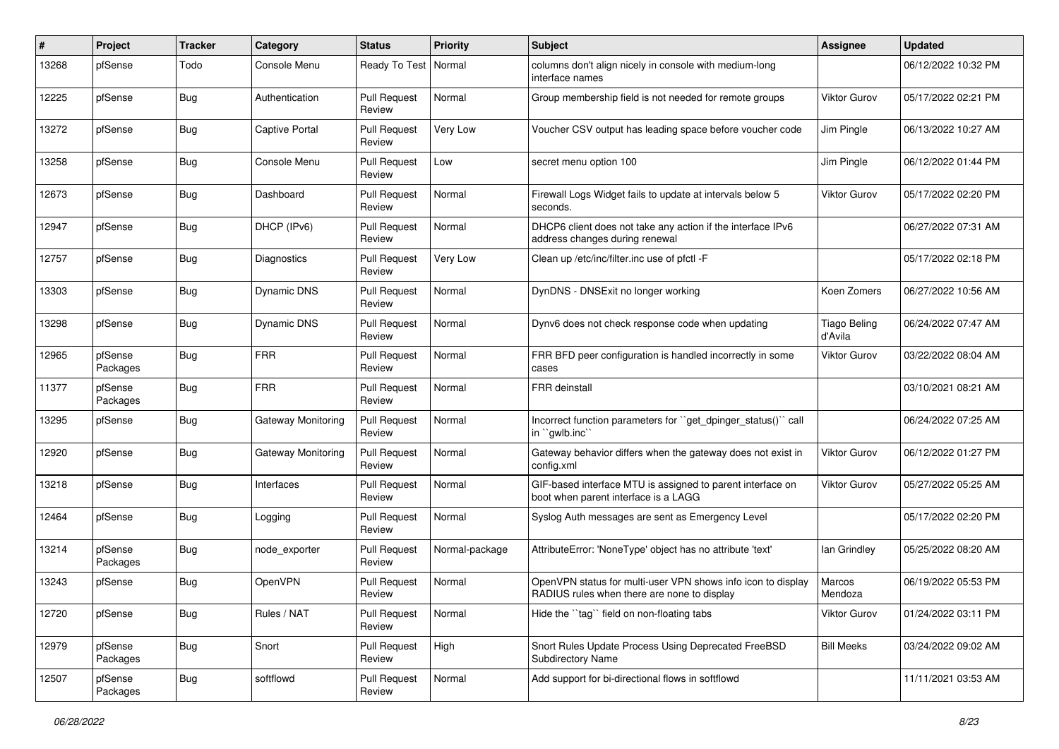| # | Project | Tracker | Category | Status | Priority | Subject | Assignee | Updated |
| --- | --- | --- | --- | --- | --- | --- | --- | --- |
| 13268 | pfSense | Todo | Console Menu | Ready To Test | Normal | columns don't align nicely in console with medium-long interface names | | 06/12/2022 10:32 PM |
| 12225 | pfSense | Bug | Authentication | Pull Request Review | Normal | Group membership field is not needed for remote groups | Viktor Gurov | 05/17/2022 02:21 PM |
| 13272 | pfSense | Bug | Captive Portal | Pull Request Review | Very Low | Voucher CSV output has leading space before voucher code | Jim Pingle | 06/13/2022 10:27 AM |
| 13258 | pfSense | Bug | Console Menu | Pull Request Review | Low | secret menu option 100 | Jim Pingle | 06/12/2022 01:44 PM |
| 12673 | pfSense | Bug | Dashboard | Pull Request Review | Normal | Firewall Logs Widget fails to update at intervals below 5 seconds. | Viktor Gurov | 05/17/2022 02:20 PM |
| 12947 | pfSense | Bug | DHCP (IPv6) | Pull Request Review | Normal | DHCP6 client does not take any action if the interface IPv6 address changes during renewal | | 06/27/2022 07:31 AM |
| 12757 | pfSense | Bug | Diagnostics | Pull Request Review | Very Low | Clean up /etc/inc/filter.inc use of pfctl -F | | 05/17/2022 02:18 PM |
| 13303 | pfSense | Bug | Dynamic DNS | Pull Request Review | Normal | DynDNS - DNSExit no longer working | Koen Zomers | 06/27/2022 10:56 AM |
| 13298 | pfSense | Bug | Dynamic DNS | Pull Request Review | Normal | Dynv6 does not check response code when updating | Tiago Beling d'Avila | 06/24/2022 07:47 AM |
| 12965 | pfSense Packages | Bug | FRR | Pull Request Review | Normal | FRR BFD peer configuration is handled incorrectly in some cases | Viktor Gurov | 03/22/2022 08:04 AM |
| 11377 | pfSense Packages | Bug | FRR | Pull Request Review | Normal | FRR deinstall | | 03/10/2021 08:21 AM |
| 13295 | pfSense | Bug | Gateway Monitoring | Pull Request Review | Normal | Incorrect function parameters for ``get_dpinger_status()`` call in ``gwlb.inc`` | | 06/24/2022 07:25 AM |
| 12920 | pfSense | Bug | Gateway Monitoring | Pull Request Review | Normal | Gateway behavior differs when the gateway does not exist in config.xml | Viktor Gurov | 06/12/2022 01:27 PM |
| 13218 | pfSense | Bug | Interfaces | Pull Request Review | Normal | GIF-based interface MTU is assigned to parent interface on boot when parent interface is a LAGG | Viktor Gurov | 05/27/2022 05:25 AM |
| 12464 | pfSense | Bug | Logging | Pull Request Review | Normal | Syslog Auth messages are sent as Emergency Level | | 05/17/2022 02:20 PM |
| 13214 | pfSense Packages | Bug | node_exporter | Pull Request Review | Normal-package | AttributeError: 'NoneType' object has no attribute 'text' | Ian Grindley | 05/25/2022 08:20 AM |
| 13243 | pfSense | Bug | OpenVPN | Pull Request Review | Normal | OpenVPN status for multi-user VPN shows info icon to display RADIUS rules when there are none to display | Marcos Mendoza | 06/19/2022 05:53 PM |
| 12720 | pfSense | Bug | Rules / NAT | Pull Request Review | Normal | Hide the ``tag`` field on non-floating tabs | Viktor Gurov | 01/24/2022 03:11 PM |
| 12979 | pfSense Packages | Bug | Snort | Pull Request Review | High | Snort Rules Update Process Using Deprecated FreeBSD Subdirectory Name | Bill Meeks | 03/24/2022 09:02 AM |
| 12507 | pfSense Packages | Bug | softflowd | Pull Request Review | Normal | Add support for bi-directional flows in softflowd | | 11/11/2021 03:53 AM |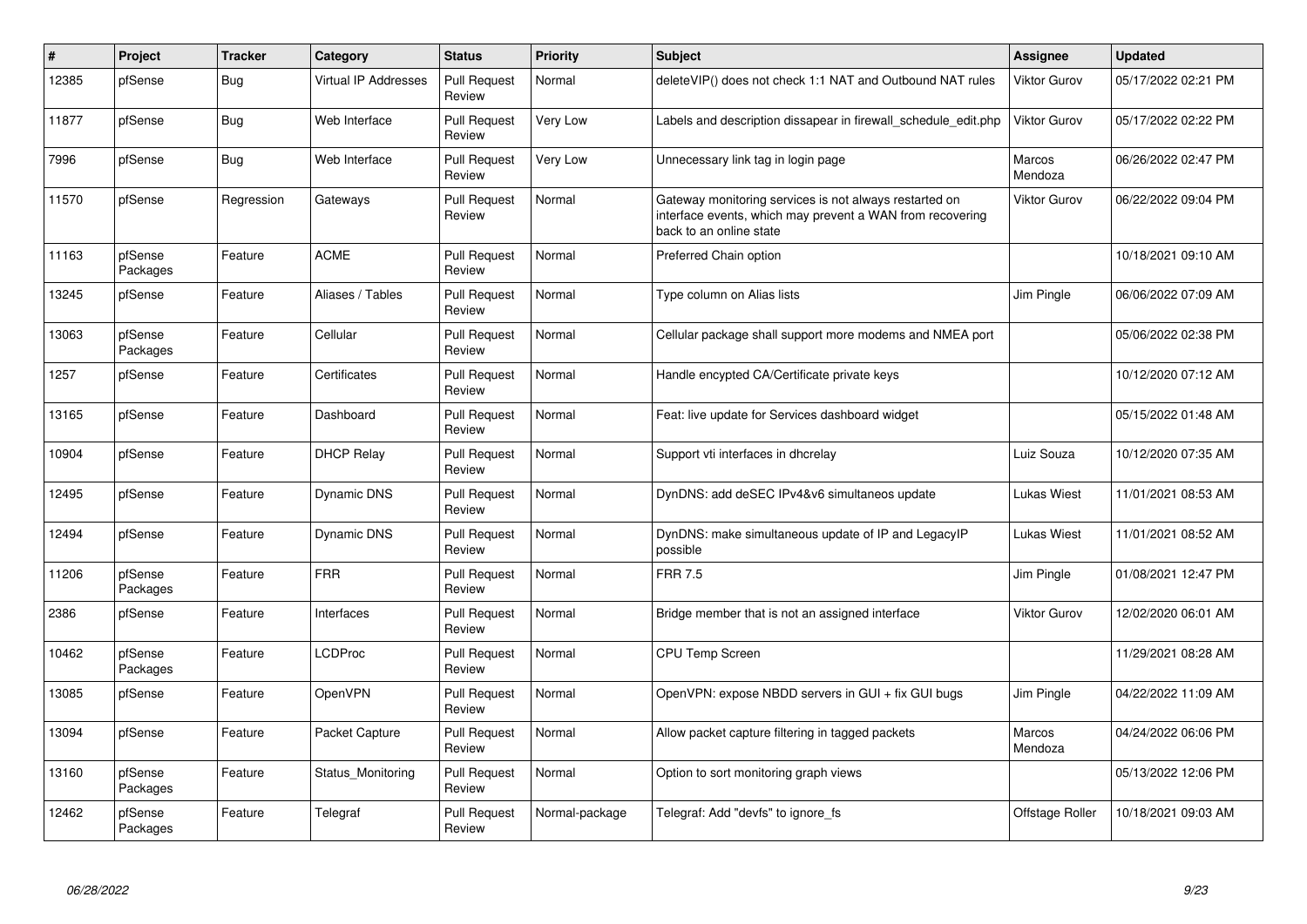| # | Project | Tracker | Category | Status | Priority | Subject | Assignee | Updated |
|---|---|---|---|---|---|---|---|---|
| 12385 | pfSense | Bug | Virtual IP Addresses | Pull Request Review | Normal | deleteVIP() does not check 1:1 NAT and Outbound NAT rules | Viktor Gurov | 05/17/2022 02:21 PM |
| 11877 | pfSense | Bug | Web Interface | Pull Request Review | Very Low | Labels and description dissapear in firewall_schedule_edit.php | Viktor Gurov | 05/17/2022 02:22 PM |
| 7996 | pfSense | Bug | Web Interface | Pull Request Review | Very Low | Unnecessary link tag in login page | Marcos Mendoza | 06/26/2022 02:47 PM |
| 11570 | pfSense | Regression | Gateways | Pull Request Review | Normal | Gateway monitoring services is not always restarted on interface events, which may prevent a WAN from recovering back to an online state | Viktor Gurov | 06/22/2022 09:04 PM |
| 11163 | pfSense Packages | Feature | ACME | Pull Request Review | Normal | Preferred Chain option | | 10/18/2021 09:10 AM |
| 13245 | pfSense | Feature | Aliases / Tables | Pull Request Review | Normal | Type column on Alias lists | Jim Pingle | 06/06/2022 07:09 AM |
| 13063 | pfSense Packages | Feature | Cellular | Pull Request Review | Normal | Cellular package shall support more modems and NMEA port | | 05/06/2022 02:38 PM |
| 1257 | pfSense | Feature | Certificates | Pull Request Review | Normal | Handle encypted CA/Certificate private keys | | 10/12/2020 07:12 AM |
| 13165 | pfSense | Feature | Dashboard | Pull Request Review | Normal | Feat: live update for Services dashboard widget | | 05/15/2022 01:48 AM |
| 10904 | pfSense | Feature | DHCP Relay | Pull Request Review | Normal | Support vti interfaces in dhcrelay | Luiz Souza | 10/12/2020 07:35 AM |
| 12495 | pfSense | Feature | Dynamic DNS | Pull Request Review | Normal | DynDNS: add deSEC IPv4&v6 simultaneos update | Lukas Wiest | 11/01/2021 08:53 AM |
| 12494 | pfSense | Feature | Dynamic DNS | Pull Request Review | Normal | DynDNS: make simultaneous update of IP and LegacyIP possible | Lukas Wiest | 11/01/2021 08:52 AM |
| 11206 | pfSense Packages | Feature | FRR | Pull Request Review | Normal | FRR 7.5 | Jim Pingle | 01/08/2021 12:47 PM |
| 2386 | pfSense | Feature | Interfaces | Pull Request Review | Normal | Bridge member that is not an assigned interface | Viktor Gurov | 12/02/2020 06:01 AM |
| 10462 | pfSense Packages | Feature | LCDProc | Pull Request Review | Normal | CPU Temp Screen | | 11/29/2021 08:28 AM |
| 13085 | pfSense | Feature | OpenVPN | Pull Request Review | Normal | OpenVPN: expose NBDD servers in GUI + fix GUI bugs | Jim Pingle | 04/22/2022 11:09 AM |
| 13094 | pfSense | Feature | Packet Capture | Pull Request Review | Normal | Allow packet capture filtering in tagged packets | Marcos Mendoza | 04/24/2022 06:06 PM |
| 13160 | pfSense Packages | Feature | Status_Monitoring | Pull Request Review | Normal | Option to sort monitoring graph views | | 05/13/2022 12:06 PM |
| 12462 | pfSense Packages | Feature | Telegraf | Pull Request Review | Normal-package | Telegraf: Add "devfs" to ignore_fs | Offstage Roller | 10/18/2021 09:03 AM |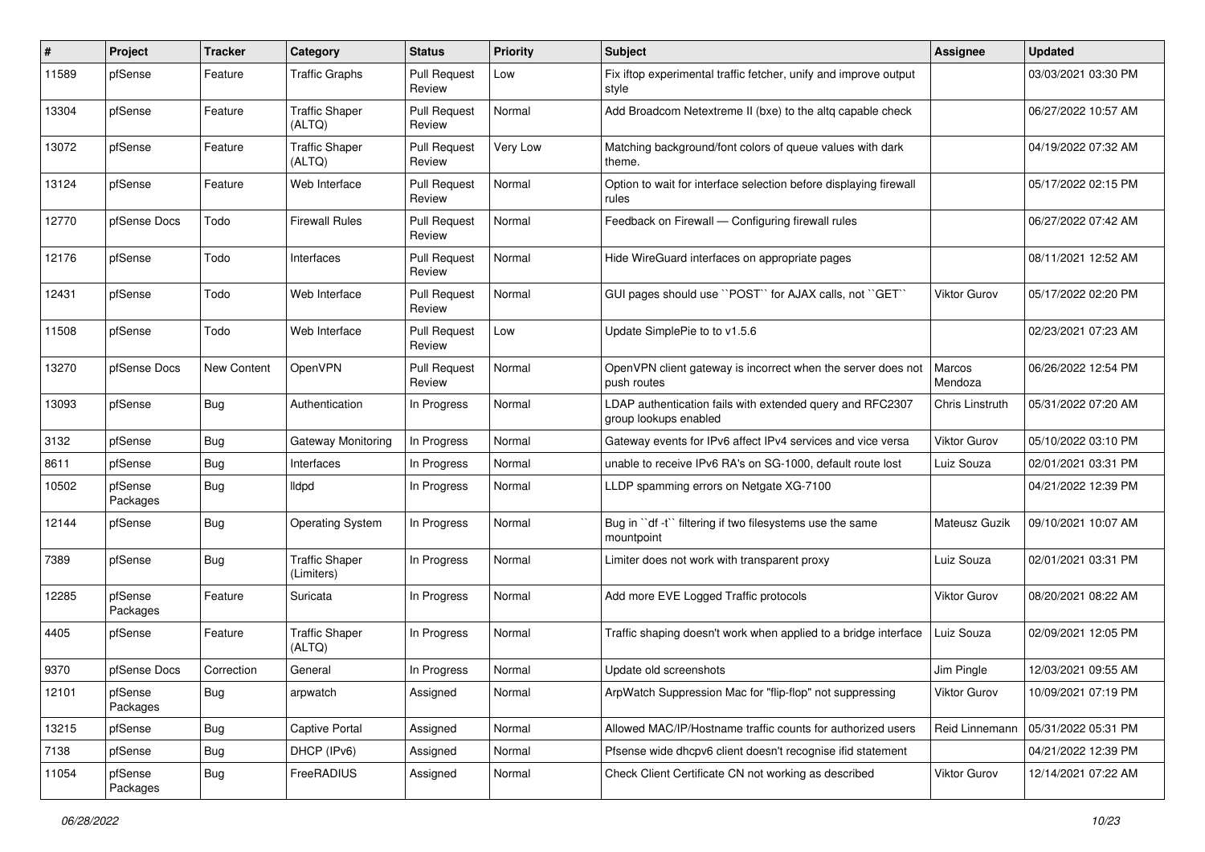| # | Project | Tracker | Category | Status | Priority | Subject | Assignee | Updated |
|---|---|---|---|---|---|---|---|---|
| 11589 | pfSense | Feature | Traffic Graphs | Pull Request Review | Low | Fix iftop experimental traffic fetcher, unify and improve output style | | 03/03/2021 03:30 PM |
| 13304 | pfSense | Feature | Traffic Shaper (ALTQ) | Pull Request Review | Normal | Add Broadcom Netextreme II (bxe) to the altq capable check | | 06/27/2022 10:57 AM |
| 13072 | pfSense | Feature | Traffic Shaper (ALTQ) | Pull Request Review | Very Low | Matching background/font colors of queue values with dark theme. | | 04/19/2022 07:32 AM |
| 13124 | pfSense | Feature | Web Interface | Pull Request Review | Normal | Option to wait for interface selection before displaying firewall rules | | 05/17/2022 02:15 PM |
| 12770 | pfSense Docs | Todo | Firewall Rules | Pull Request Review | Normal | Feedback on Firewall — Configuring firewall rules | | 06/27/2022 07:42 AM |
| 12176 | pfSense | Todo | Interfaces | Pull Request Review | Normal | Hide WireGuard interfaces on appropriate pages | | 08/11/2021 12:52 AM |
| 12431 | pfSense | Todo | Web Interface | Pull Request Review | Normal | GUI pages should use ``POST`` for AJAX calls, not ``GET`` | Viktor Gurov | 05/17/2022 02:20 PM |
| 11508 | pfSense | Todo | Web Interface | Pull Request Review | Low | Update SimplePie to to v1.5.6 | | 02/23/2021 07:23 AM |
| 13270 | pfSense Docs | New Content | OpenVPN | Pull Request Review | Normal | OpenVPN client gateway is incorrect when the server does not push routes | Marcos Mendoza | 06/26/2022 12:54 PM |
| 13093 | pfSense | Bug | Authentication | In Progress | Normal | LDAP authentication fails with extended query and RFC2307 group lookups enabled | Chris Linstruth | 05/31/2022 07:20 AM |
| 3132 | pfSense | Bug | Gateway Monitoring | In Progress | Normal | Gateway events for IPv6 affect IPv4 services and vice versa | Viktor Gurov | 05/10/2022 03:10 PM |
| 8611 | pfSense | Bug | Interfaces | In Progress | Normal | unable to receive IPv6 RA's on SG-1000, default route lost | Luiz Souza | 02/01/2021 03:31 PM |
| 10502 | pfSense Packages | Bug | lldpd | In Progress | Normal | LLDP spamming errors on Netgate XG-7100 | | 04/21/2022 12:39 PM |
| 12144 | pfSense | Bug | Operating System | In Progress | Normal | Bug in ``df -t`` filtering if two filesystems use the same mountpoint | Mateusz Guzik | 09/10/2021 10:07 AM |
| 7389 | pfSense | Bug | Traffic Shaper (Limiters) | In Progress | Normal | Limiter does not work with transparent proxy | Luiz Souza | 02/01/2021 03:31 PM |
| 12285 | pfSense Packages | Feature | Suricata | In Progress | Normal | Add more EVE Logged Traffic protocols | Viktor Gurov | 08/20/2021 08:22 AM |
| 4405 | pfSense | Feature | Traffic Shaper (ALTQ) | In Progress | Normal | Traffic shaping doesn't work when applied to a bridge interface | Luiz Souza | 02/09/2021 12:05 PM |
| 9370 | pfSense Docs | Correction | General | In Progress | Normal | Update old screenshots | Jim Pingle | 12/03/2021 09:55 AM |
| 12101 | pfSense Packages | Bug | arpwatch | Assigned | Normal | ArpWatch Suppression Mac for "flip-flop" not suppressing | Viktor Gurov | 10/09/2021 07:19 PM |
| 13215 | pfSense | Bug | Captive Portal | Assigned | Normal | Allowed MAC/IP/Hostname traffic counts for authorized users | Reid Linnemann | 05/31/2022 05:31 PM |
| 7138 | pfSense | Bug | DHCP (IPv6) | Assigned | Normal | Pfsense wide dhcpv6 client doesn't recognise ifid statement | | 04/21/2022 12:39 PM |
| 11054 | pfSense Packages | Bug | FreeRADIUS | Assigned | Normal | Check Client Certificate CN not working as described | Viktor Gurov | 12/14/2021 07:22 AM |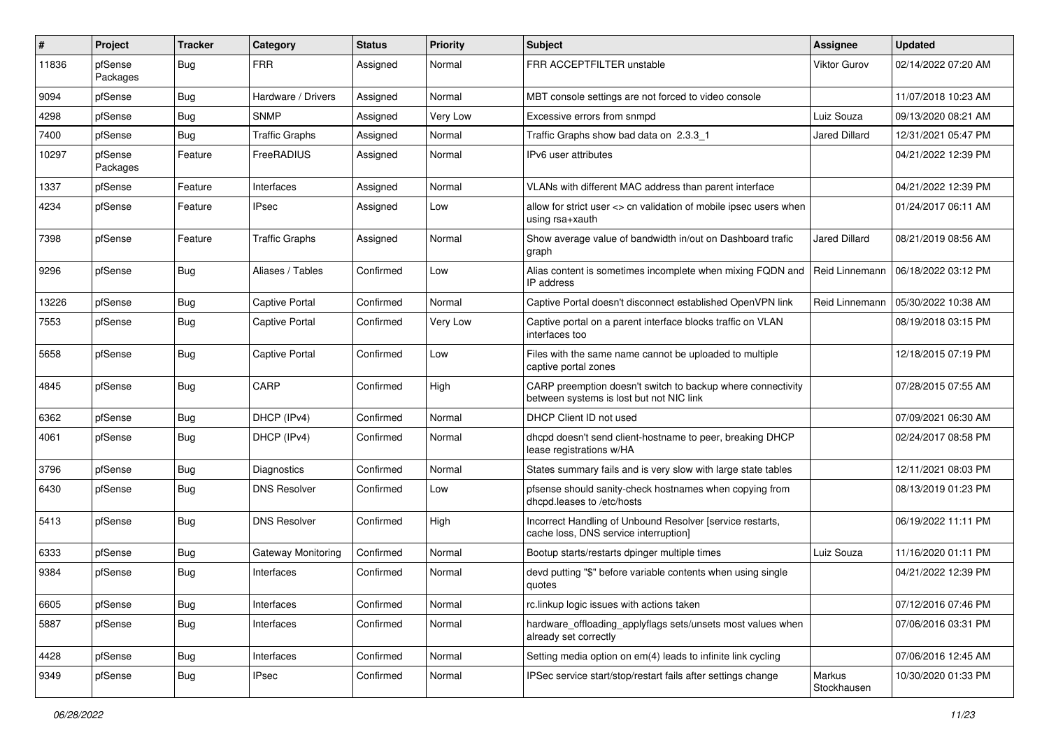| # | Project | Tracker | Category | Status | Priority | Subject | Assignee | Updated |
|---|---|---|---|---|---|---|---|---|
| 11836 | pfSense Packages | Bug | FRR | Assigned | Normal | FRR ACCEPTFILTER unstable | Viktor Gurov | 02/14/2022 07:20 AM |
| 9094 | pfSense | Bug | Hardware / Drivers | Assigned | Normal | MBT console settings are not forced to video console | | 11/07/2018 10:23 AM |
| 4298 | pfSense | Bug | SNMP | Assigned | Very Low | Excessive errors from snmpd | Luiz Souza | 09/13/2020 08:21 AM |
| 7400 | pfSense | Bug | Traffic Graphs | Assigned | Normal | Traffic Graphs show bad data on 2.3.3_1 | Jared Dillard | 12/31/2021 05:47 PM |
| 10297 | pfSense Packages | Feature | FreeRADIUS | Assigned | Normal | IPv6 user attributes | | 04/21/2022 12:39 PM |
| 1337 | pfSense | Feature | Interfaces | Assigned | Normal | VLANs with different MAC address than parent interface | | 04/21/2022 12:39 PM |
| 4234 | pfSense | Feature | IPsec | Assigned | Low | allow for strict user <> cn validation of mobile ipsec users when using rsa+xauth | | 01/24/2017 06:11 AM |
| 7398 | pfSense | Feature | Traffic Graphs | Assigned | Normal | Show average value of bandwidth in/out on Dashboard trafic graph | Jared Dillard | 08/21/2019 08:56 AM |
| 9296 | pfSense | Bug | Aliases / Tables | Confirmed | Low | Alias content is sometimes incomplete when mixing FQDN and IP address | Reid Linnemann | 06/18/2022 03:12 PM |
| 13226 | pfSense | Bug | Captive Portal | Confirmed | Normal | Captive Portal doesn't disconnect established OpenVPN link | Reid Linnemann | 05/30/2022 10:38 AM |
| 7553 | pfSense | Bug | Captive Portal | Confirmed | Very Low | Captive portal on a parent interface blocks traffic on VLAN interfaces too | | 08/19/2018 03:15 PM |
| 5658 | pfSense | Bug | Captive Portal | Confirmed | Low | Files with the same name cannot be uploaded to multiple captive portal zones | | 12/18/2015 07:19 PM |
| 4845 | pfSense | Bug | CARP | Confirmed | High | CARP preemption doesn't switch to backup where connectivity between systems is lost but not NIC link | | 07/28/2015 07:55 AM |
| 6362 | pfSense | Bug | DHCP (IPv4) | Confirmed | Normal | DHCP Client ID not used | | 07/09/2021 06:30 AM |
| 4061 | pfSense | Bug | DHCP (IPv4) | Confirmed | Normal | dhcpd doesn't send client-hostname to peer, breaking DHCP lease registrations w/HA | | 02/24/2017 08:58 PM |
| 3796 | pfSense | Bug | Diagnostics | Confirmed | Normal | States summary fails and is very slow with large state tables | | 12/11/2021 08:03 PM |
| 6430 | pfSense | Bug | DNS Resolver | Confirmed | Low | pfsense should sanity-check hostnames when copying from dhcpd.leases to /etc/hosts | | 08/13/2019 01:23 PM |
| 5413 | pfSense | Bug | DNS Resolver | Confirmed | High | Incorrect Handling of Unbound Resolver [service restarts, cache loss, DNS service interruption] | | 06/19/2022 11:11 PM |
| 6333 | pfSense | Bug | Gateway Monitoring | Confirmed | Normal | Bootup starts/restarts dpinger multiple times | Luiz Souza | 11/16/2020 01:11 PM |
| 9384 | pfSense | Bug | Interfaces | Confirmed | Normal | devd putting "$" before variable contents when using single quotes | | 04/21/2022 12:39 PM |
| 6605 | pfSense | Bug | Interfaces | Confirmed | Normal | rc.linkup logic issues with actions taken | | 07/12/2016 07:46 PM |
| 5887 | pfSense | Bug | Interfaces | Confirmed | Normal | hardware_offloading_applyflags sets/unsets most values when already set correctly | | 07/06/2016 03:31 PM |
| 4428 | pfSense | Bug | Interfaces | Confirmed | Normal | Setting media option on em(4) leads to infinite link cycling | | 07/06/2016 12:45 AM |
| 9349 | pfSense | Bug | IPsec | Confirmed | Normal | IPSec service start/stop/restart fails after settings change | Markus Stockhausen | 10/30/2020 01:33 PM |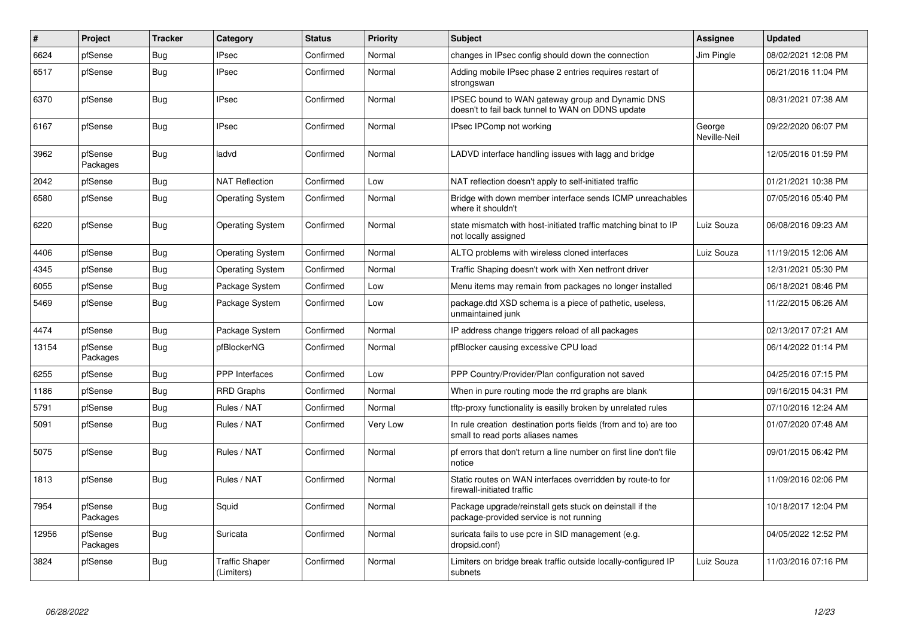| # | Project | Tracker | Category | Status | Priority | Subject | Assignee | Updated |
|---|---|---|---|---|---|---|---|---|
| 6624 | pfSense | Bug | IPsec | Confirmed | Normal | changes in IPsec config should down the connection | Jim Pingle | 08/02/2021 12:08 PM |
| 6517 | pfSense | Bug | IPsec | Confirmed | Normal | Adding mobile IPsec phase 2 entries requires restart of strongswan | | 06/21/2016 11:04 PM |
| 6370 | pfSense | Bug | IPsec | Confirmed | Normal | IPSEC bound to WAN gateway group and Dynamic DNS doesn't to fail back tunnel to WAN on DDNS update | | 08/31/2021 07:38 AM |
| 6167 | pfSense | Bug | IPsec | Confirmed | Normal | IPsec IPComp not working | George Neville-Neil | 09/22/2020 06:07 PM |
| 3962 | pfSense Packages | Bug | ladvd | Confirmed | Normal | LADVD interface handling issues with lagg and bridge | | 12/05/2016 01:59 PM |
| 2042 | pfSense | Bug | NAT Reflection | Confirmed | Low | NAT reflection doesn't apply to self-initiated traffic | | 01/21/2021 10:38 PM |
| 6580 | pfSense | Bug | Operating System | Confirmed | Normal | Bridge with down member interface sends ICMP unreachables where it shouldn't | | 07/05/2016 05:40 PM |
| 6220 | pfSense | Bug | Operating System | Confirmed | Normal | state mismatch with host-initiated traffic matching binat to IP not locally assigned | Luiz Souza | 06/08/2016 09:23 AM |
| 4406 | pfSense | Bug | Operating System | Confirmed | Normal | ALTQ problems with wireless cloned interfaces | Luiz Souza | 11/19/2015 12:06 AM |
| 4345 | pfSense | Bug | Operating System | Confirmed | Normal | Traffic Shaping doesn't work with Xen netfront driver | | 12/31/2021 05:30 PM |
| 6055 | pfSense | Bug | Package System | Confirmed | Low | Menu items may remain from packages no longer installed | | 06/18/2021 08:46 PM |
| 5469 | pfSense | Bug | Package System | Confirmed | Low | package.dtd XSD schema is a piece of pathetic, useless, unmaintained junk | | 11/22/2015 06:26 AM |
| 4474 | pfSense | Bug | Package System | Confirmed | Normal | IP address change triggers reload of all packages | | 02/13/2017 07:21 AM |
| 13154 | pfSense Packages | Bug | pfBlockerNG | Confirmed | Normal | pfBlocker causing excessive CPU load | | 06/14/2022 01:14 PM |
| 6255 | pfSense | Bug | PPP Interfaces | Confirmed | Low | PPP Country/Provider/Plan configuration not saved | | 04/25/2016 07:15 PM |
| 1186 | pfSense | Bug | RRD Graphs | Confirmed | Normal | When in pure routing mode the rrd graphs are blank | | 09/16/2015 04:31 PM |
| 5791 | pfSense | Bug | Rules / NAT | Confirmed | Normal | tftp-proxy functionality is easilly broken by unrelated rules | | 07/10/2016 12:24 AM |
| 5091 | pfSense | Bug | Rules / NAT | Confirmed | Very Low | In rule creation destination ports fields (from and to) are too small to read ports aliases names | | 01/07/2020 07:48 AM |
| 5075 | pfSense | Bug | Rules / NAT | Confirmed | Normal | pf errors that don't return a line number on first line don't file notice | | 09/01/2015 06:42 PM |
| 1813 | pfSense | Bug | Rules / NAT | Confirmed | Normal | Static routes on WAN interfaces overridden by route-to for firewall-initiated traffic | | 11/09/2016 02:06 PM |
| 7954 | pfSense Packages | Bug | Squid | Confirmed | Normal | Package upgrade/reinstall gets stuck on deinstall if the package-provided service is not running | | 10/18/2017 12:04 PM |
| 12956 | pfSense Packages | Bug | Suricata | Confirmed | Normal | suricata fails to use pcre in SID management (e.g. dropsid.conf) | | 04/05/2022 12:52 PM |
| 3824 | pfSense | Bug | Traffic Shaper (Limiters) | Confirmed | Normal | Limiters on bridge break traffic outside locally-configured IP subnets | Luiz Souza | 11/03/2016 07:16 PM |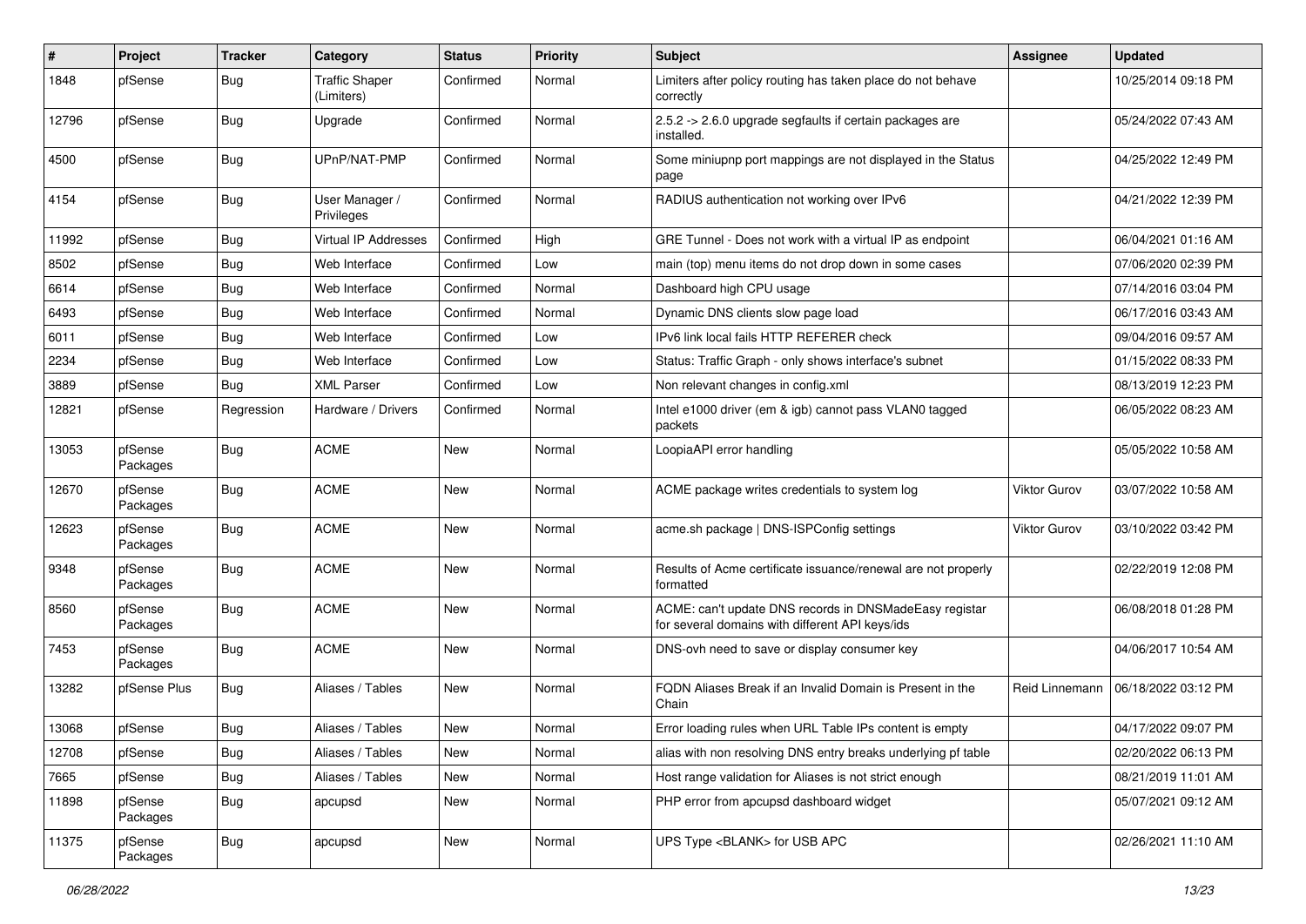| # | Project | Tracker | Category | Status | Priority | Subject | Assignee | Updated |
|---|---|---|---|---|---|---|---|---|
| 1848 | pfSense | Bug | Traffic Shaper (Limiters) | Confirmed | Normal | Limiters after policy routing has taken place do not behave correctly | | 10/25/2014 09:18 PM |
| 12796 | pfSense | Bug | Upgrade | Confirmed | Normal | 2.5.2 -> 2.6.0 upgrade segfaults if certain packages are installed. | | 05/24/2022 07:43 AM |
| 4500 | pfSense | Bug | UPnP/NAT-PMP | Confirmed | Normal | Some miniupnp port mappings are not displayed in the Status page | | 04/25/2022 12:49 PM |
| 4154 | pfSense | Bug | User Manager / Privileges | Confirmed | Normal | RADIUS authentication not working over IPv6 | | 04/21/2022 12:39 PM |
| 11992 | pfSense | Bug | Virtual IP Addresses | Confirmed | High | GRE Tunnel - Does not work with a virtual IP as endpoint | | 06/04/2021 01:16 AM |
| 8502 | pfSense | Bug | Web Interface | Confirmed | Low | main (top) menu items do not drop down in some cases | | 07/06/2020 02:39 PM |
| 6614 | pfSense | Bug | Web Interface | Confirmed | Normal | Dashboard high CPU usage | | 07/14/2016 03:04 PM |
| 6493 | pfSense | Bug | Web Interface | Confirmed | Normal | Dynamic DNS clients slow page load | | 06/17/2016 03:43 AM |
| 6011 | pfSense | Bug | Web Interface | Confirmed | Low | IPv6 link local fails HTTP REFERER check | | 09/04/2016 09:57 AM |
| 2234 | pfSense | Bug | Web Interface | Confirmed | Low | Status: Traffic Graph - only shows interface's subnet | | 01/15/2022 08:33 PM |
| 3889 | pfSense | Bug | XML Parser | Confirmed | Low | Non relevant changes in config.xml | | 08/13/2019 12:23 PM |
| 12821 | pfSense | Regression | Hardware / Drivers | Confirmed | Normal | Intel e1000 driver (em & igb) cannot pass VLAN0 tagged packets | | 06/05/2022 08:23 AM |
| 13053 | pfSense Packages | Bug | ACME | New | Normal | LoopiaAPI error handling | | 05/05/2022 10:58 AM |
| 12670 | pfSense Packages | Bug | ACME | New | Normal | ACME package writes credentials to system log | Viktor Gurov | 03/07/2022 10:58 AM |
| 12623 | pfSense Packages | Bug | ACME | New | Normal | acme.sh package \| DNS-ISPConfig settings | Viktor Gurov | 03/10/2022 03:42 PM |
| 9348 | pfSense Packages | Bug | ACME | New | Normal | Results of Acme certificate issuance/renewal are not properly formatted | | 02/22/2019 12:08 PM |
| 8560 | pfSense Packages | Bug | ACME | New | Normal | ACME: can't update DNS records in DNSMadeEasy registar for several domains with different API keys/ids | | 06/08/2018 01:28 PM |
| 7453 | pfSense Packages | Bug | ACME | New | Normal | DNS-ovh need to save or display consumer key | | 04/06/2017 10:54 AM |
| 13282 | pfSense Plus | Bug | Aliases / Tables | New | Normal | FQDN Aliases Break if an Invalid Domain is Present in the Chain | Reid Linnemann | 06/18/2022 03:12 PM |
| 13068 | pfSense | Bug | Aliases / Tables | New | Normal | Error loading rules when URL Table IPs content is empty | | 04/17/2022 09:07 PM |
| 12708 | pfSense | Bug | Aliases / Tables | New | Normal | alias with non resolving DNS entry breaks underlying pf table | | 02/20/2022 06:13 PM |
| 7665 | pfSense | Bug | Aliases / Tables | New | Normal | Host range validation for Aliases is not strict enough | | 08/21/2019 11:01 AM |
| 11898 | pfSense Packages | Bug | apcupsd | New | Normal | PHP error from apcupsd dashboard widget | | 05/07/2021 09:12 AM |
| 11375 | pfSense Packages | Bug | apcupsd | New | Normal | UPS Type <BLANK> for USB APC | | 02/26/2021 11:10 AM |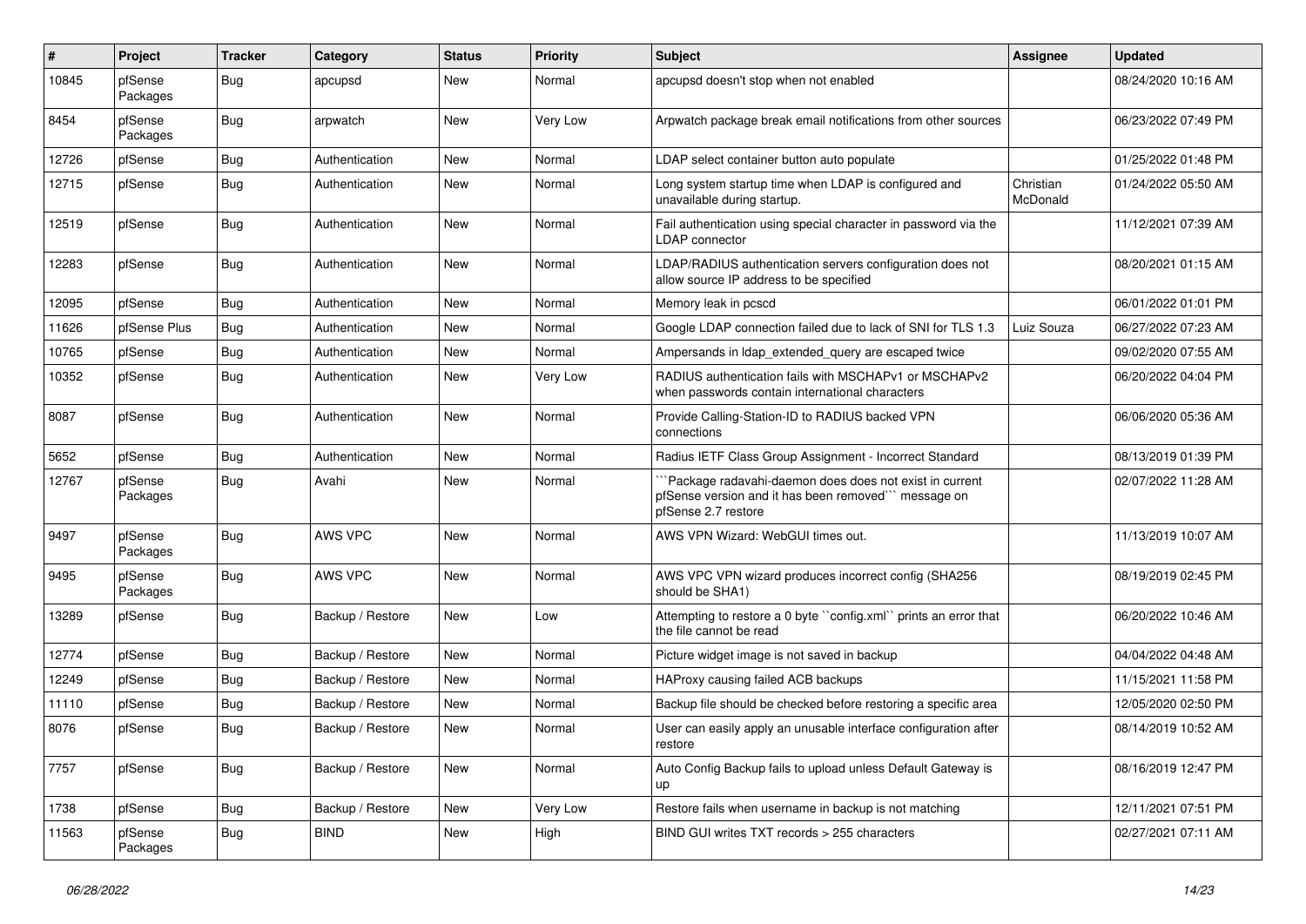| # | Project | Tracker | Category | Status | Priority | Subject | Assignee | Updated |
|---|---|---|---|---|---|---|---|---|
| 10845 | pfSense Packages | Bug | apcupsd | New | Normal | apcupsd doesn't stop when not enabled | | 08/24/2020 10:16 AM |
| 8454 | pfSense Packages | Bug | arpwatch | New | Very Low | Arpwatch package break email notifications from other sources | | 06/23/2022 07:49 PM |
| 12726 | pfSense | Bug | Authentication | New | Normal | LDAP select container button auto populate | | 01/25/2022 01:48 PM |
| 12715 | pfSense | Bug | Authentication | New | Normal | Long system startup time when LDAP is configured and unavailable during startup. | Christian McDonald | 01/24/2022 05:50 AM |
| 12519 | pfSense | Bug | Authentication | New | Normal | Fail authentication using special character in password via the LDAP connector | | 11/12/2021 07:39 AM |
| 12283 | pfSense | Bug | Authentication | New | Normal | LDAP/RADIUS authentication servers configuration does not allow source IP address to be specified | | 08/20/2021 01:15 AM |
| 12095 | pfSense | Bug | Authentication | New | Normal | Memory leak in pcscd | | 06/01/2022 01:01 PM |
| 11626 | pfSense Plus | Bug | Authentication | New | Normal | Google LDAP connection failed due to lack of SNI for TLS 1.3 | Luiz Souza | 06/27/2022 07:23 AM |
| 10765 | pfSense | Bug | Authentication | New | Normal | Ampersands in ldap_extended_query are escaped twice | | 09/02/2020 07:55 AM |
| 10352 | pfSense | Bug | Authentication | New | Very Low | RADIUS authentication fails with MSCHAPv1 or MSCHAPv2 when passwords contain international characters | | 06/20/2022 04:04 PM |
| 8087 | pfSense | Bug | Authentication | New | Normal | Provide Calling-Station-ID to RADIUS backed VPN connections | | 06/06/2020 05:36 AM |
| 5652 | pfSense | Bug | Authentication | New | Normal | Radius IETF Class Group Assignment - Incorrect Standard | | 08/13/2019 01:39 PM |
| 12767 | pfSense Packages | Bug | Avahi | New | Normal | ```Package radavahi-daemon does does not exist in current pfSense version and it has been removed``` message on pfSense 2.7 restore | | 02/07/2022 11:28 AM |
| 9497 | pfSense Packages | Bug | AWS VPC | New | Normal | AWS VPN Wizard: WebGUI times out. | | 11/13/2019 10:07 AM |
| 9495 | pfSense Packages | Bug | AWS VPC | New | Normal | AWS VPC VPN wizard produces incorrect config (SHA256 should be SHA1) | | 08/19/2019 02:45 PM |
| 13289 | pfSense | Bug | Backup / Restore | New | Low | Attempting to restore a 0 byte ``config.xml`` prints an error that the file cannot be read | | 06/20/2022 10:46 AM |
| 12774 | pfSense | Bug | Backup / Restore | New | Normal | Picture widget image is not saved in backup | | 04/04/2022 04:48 AM |
| 12249 | pfSense | Bug | Backup / Restore | New | Normal | HAProxy causing failed ACB backups | | 11/15/2021 11:58 PM |
| 11110 | pfSense | Bug | Backup / Restore | New | Normal | Backup file should be checked before restoring a specific area | | 12/05/2020 02:50 PM |
| 8076 | pfSense | Bug | Backup / Restore | New | Normal | User can easily apply an unusable interface configuration after restore | | 08/14/2019 10:52 AM |
| 7757 | pfSense | Bug | Backup / Restore | New | Normal | Auto Config Backup fails to upload unless Default Gateway is up | | 08/16/2019 12:47 PM |
| 1738 | pfSense | Bug | Backup / Restore | New | Very Low | Restore fails when username in backup is not matching | | 12/11/2021 07:51 PM |
| 11563 | pfSense Packages | Bug | BIND | New | High | BIND GUI writes TXT records > 255 characters | | 02/27/2021 07:11 AM |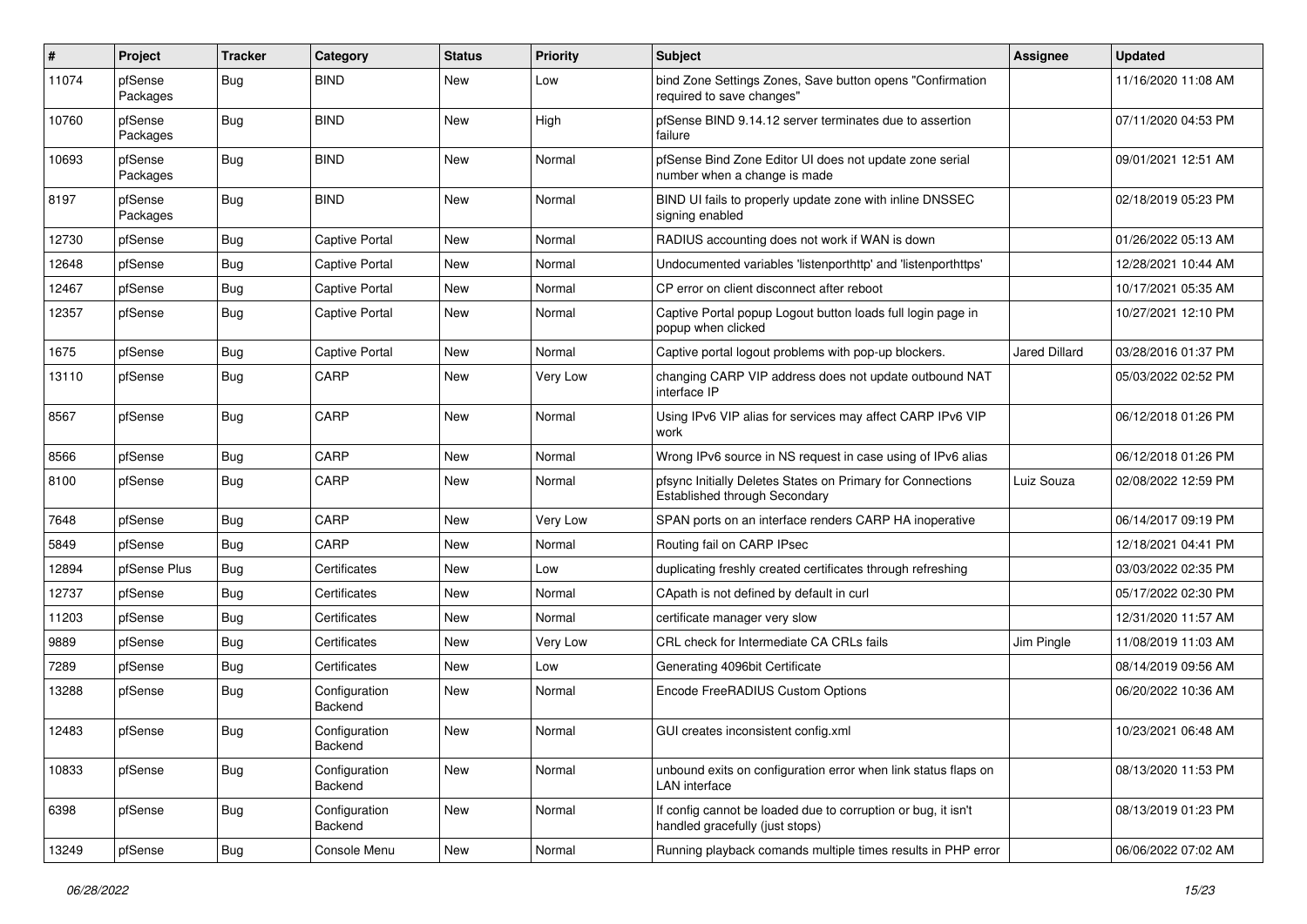| # | Project | Tracker | Category | Status | Priority | Subject | Assignee | Updated |
| --- | --- | --- | --- | --- | --- | --- | --- | --- |
| 11074 | pfSense Packages | Bug | BIND | New | Low | bind Zone Settings Zones, Save button opens "Confirmation required to save changes" | | 11/16/2020 11:08 AM |
| 10760 | pfSense Packages | Bug | BIND | New | High | pfSense BIND 9.14.12 server terminates due to assertion failure | | 07/11/2020 04:53 PM |
| 10693 | pfSense Packages | Bug | BIND | New | Normal | pfSense Bind Zone Editor UI does not update zone serial number when a change is made | | 09/01/2021 12:51 AM |
| 8197 | pfSense Packages | Bug | BIND | New | Normal | BIND UI fails to properly update zone with inline DNSSEC signing enabled | | 02/18/2019 05:23 PM |
| 12730 | pfSense | Bug | Captive Portal | New | Normal | RADIUS accounting does not work if WAN is down | | 01/26/2022 05:13 AM |
| 12648 | pfSense | Bug | Captive Portal | New | Normal | Undocumented variables 'listenporthttp' and 'listenporthttps' | | 12/28/2021 10:44 AM |
| 12467 | pfSense | Bug | Captive Portal | New | Normal | CP error on client disconnect after reboot | | 10/17/2021 05:35 AM |
| 12357 | pfSense | Bug | Captive Portal | New | Normal | Captive Portal popup Logout button loads full login page in popup when clicked | | 10/27/2021 12:10 PM |
| 1675 | pfSense | Bug | Captive Portal | New | Normal | Captive portal logout problems with pop-up blockers. | Jared Dillard | 03/28/2016 01:37 PM |
| 13110 | pfSense | Bug | CARP | New | Very Low | changing CARP VIP address does not update outbound NAT interface IP | | 05/03/2022 02:52 PM |
| 8567 | pfSense | Bug | CARP | New | Normal | Using IPv6 VIP alias for services may affect CARP IPv6 VIP work | | 06/12/2018 01:26 PM |
| 8566 | pfSense | Bug | CARP | New | Normal | Wrong IPv6 source in NS request in case using of IPv6 alias | | 06/12/2018 01:26 PM |
| 8100 | pfSense | Bug | CARP | New | Normal | pfsync Initially Deletes States on Primary for Connections Established through Secondary | Luiz Souza | 02/08/2022 12:59 PM |
| 7648 | pfSense | Bug | CARP | New | Very Low | SPAN ports on an interface renders CARP HA inoperative | | 06/14/2017 09:19 PM |
| 5849 | pfSense | Bug | CARP | New | Normal | Routing fail on CARP IPsec | | 12/18/2021 04:41 PM |
| 12894 | pfSense Plus | Bug | Certificates | New | Low | duplicating freshly created certificates through refreshing | | 03/03/2022 02:35 PM |
| 12737 | pfSense | Bug | Certificates | New | Normal | CApath is not defined by default in curl | | 05/17/2022 02:30 PM |
| 11203 | pfSense | Bug | Certificates | New | Normal | certificate manager very slow | | 12/31/2020 11:57 AM |
| 9889 | pfSense | Bug | Certificates | New | Very Low | CRL check for Intermediate CA CRLs fails | Jim Pingle | 11/08/2019 11:03 AM |
| 7289 | pfSense | Bug | Certificates | New | Low | Generating 4096bit Certificate | | 08/14/2019 09:56 AM |
| 13288 | pfSense | Bug | Configuration Backend | New | Normal | Encode FreeRADIUS Custom Options | | 06/20/2022 10:36 AM |
| 12483 | pfSense | Bug | Configuration Backend | New | Normal | GUI creates inconsistent config.xml | | 10/23/2021 06:48 AM |
| 10833 | pfSense | Bug | Configuration Backend | New | Normal | unbound exits on configuration error when link status flaps on LAN interface | | 08/13/2020 11:53 PM |
| 6398 | pfSense | Bug | Configuration Backend | New | Normal | If config cannot be loaded due to corruption or bug, it isn't handled gracefully (just stops) | | 08/13/2019 01:23 PM |
| 13249 | pfSense | Bug | Console Menu | New | Normal | Running playback comands multiple times results in PHP error | | 06/06/2022 07:02 AM |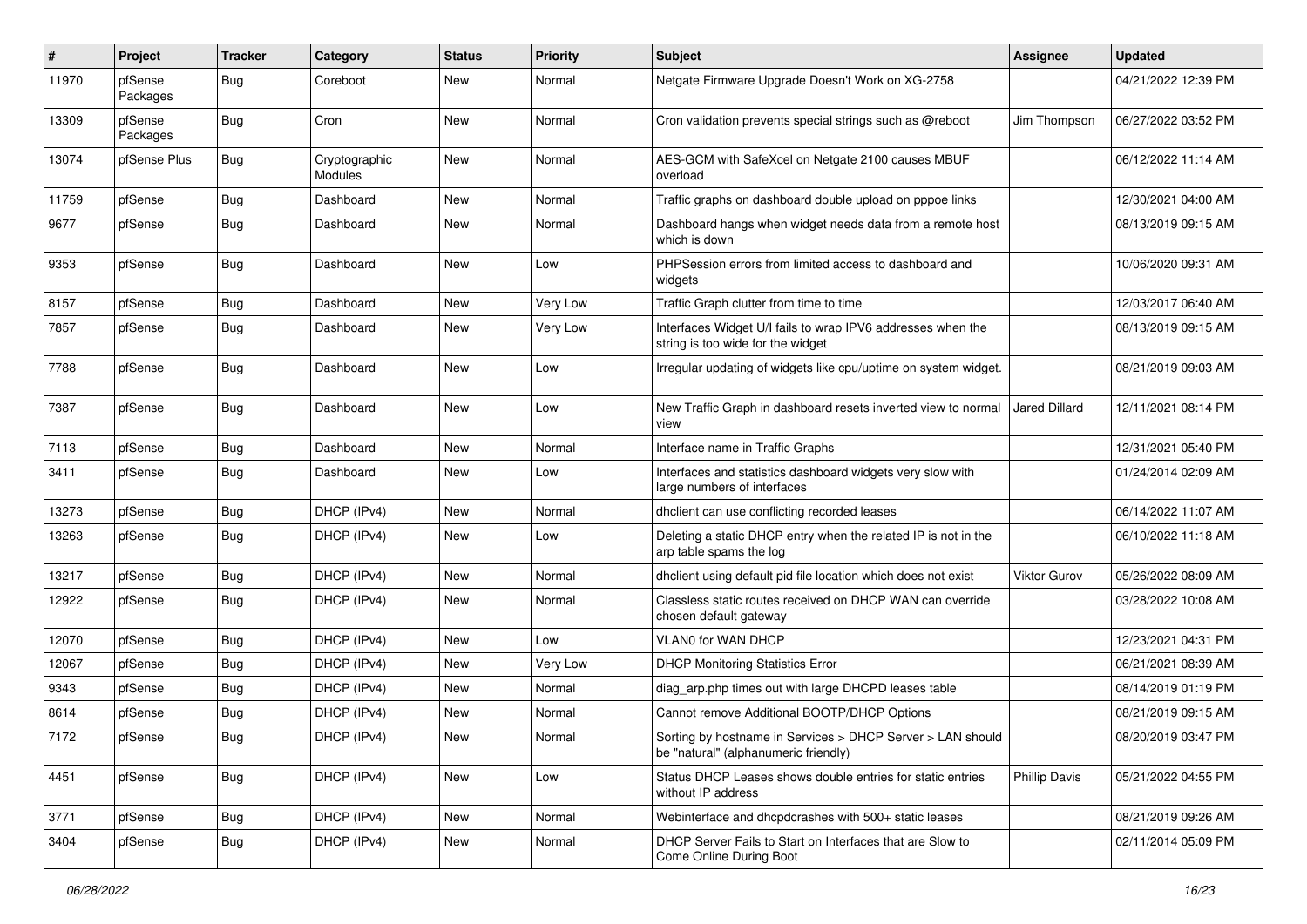| # | Project | Tracker | Category | Status | Priority | Subject | Assignee | Updated |
|---|---|---|---|---|---|---|---|---|
| 11970 | pfSense Packages | Bug | Coreboot | New | Normal | Netgate Firmware Upgrade Doesn't Work on XG-2758 | | 04/21/2022 12:39 PM |
| 13309 | pfSense Packages | Bug | Cron | New | Normal | Cron validation prevents special strings such as @reboot | Jim Thompson | 06/27/2022 03:52 PM |
| 13074 | pfSense Plus | Bug | Cryptographic Modules | New | Normal | AES-GCM with SafeXcel on Netgate 2100 causes MBUF overload | | 06/12/2022 11:14 AM |
| 11759 | pfSense | Bug | Dashboard | New | Normal | Traffic graphs on dashboard double upload on pppoe links | | 12/30/2021 04:00 AM |
| 9677 | pfSense | Bug | Dashboard | New | Normal | Dashboard hangs when widget needs data from a remote host which is down | | 08/13/2019 09:15 AM |
| 9353 | pfSense | Bug | Dashboard | New | Low | PHPSession errors from limited access to dashboard and widgets | | 10/06/2020 09:31 AM |
| 8157 | pfSense | Bug | Dashboard | New | Very Low | Traffic Graph clutter from time to time | | 12/03/2017 06:40 AM |
| 7857 | pfSense | Bug | Dashboard | New | Very Low | Interfaces Widget U/I fails to wrap IPV6 addresses when the string is too wide for the widget | | 08/13/2019 09:15 AM |
| 7788 | pfSense | Bug | Dashboard | New | Low | Irregular updating of widgets like cpu/uptime on system widget. | | 08/21/2019 09:03 AM |
| 7387 | pfSense | Bug | Dashboard | New | Low | New Traffic Graph in dashboard resets inverted view to normal view | Jared Dillard | 12/11/2021 08:14 PM |
| 7113 | pfSense | Bug | Dashboard | New | Normal | Interface name in Traffic Graphs | | 12/31/2021 05:40 PM |
| 3411 | pfSense | Bug | Dashboard | New | Low | Interfaces and statistics dashboard widgets very slow with large numbers of interfaces | | 01/24/2014 02:09 AM |
| 13273 | pfSense | Bug | DHCP (IPv4) | New | Normal | dhclient can use conflicting recorded leases | | 06/14/2022 11:07 AM |
| 13263 | pfSense | Bug | DHCP (IPv4) | New | Low | Deleting a static DHCP entry when the related IP is not in the arp table spams the log | | 06/10/2022 11:18 AM |
| 13217 | pfSense | Bug | DHCP (IPv4) | New | Normal | dhclient using default pid file location which does not exist | Viktor Gurov | 05/26/2022 08:09 AM |
| 12922 | pfSense | Bug | DHCP (IPv4) | New | Normal | Classless static routes received on DHCP WAN can override chosen default gateway | | 03/28/2022 10:08 AM |
| 12070 | pfSense | Bug | DHCP (IPv4) | New | Low | VLAN0 for WAN DHCP | | 12/23/2021 04:31 PM |
| 12067 | pfSense | Bug | DHCP (IPv4) | New | Very Low | DHCP Monitoring Statistics Error | | 06/21/2021 08:39 AM |
| 9343 | pfSense | Bug | DHCP (IPv4) | New | Normal | diag_arp.php times out with large DHCPD leases table | | 08/14/2019 01:19 PM |
| 8614 | pfSense | Bug | DHCP (IPv4) | New | Normal | Cannot remove Additional BOOTP/DHCP Options | | 08/21/2019 09:15 AM |
| 7172 | pfSense | Bug | DHCP (IPv4) | New | Normal | Sorting by hostname in Services > DHCP Server > LAN should be "natural" (alphanumeric friendly) | | 08/20/2019 03:47 PM |
| 4451 | pfSense | Bug | DHCP (IPv4) | New | Low | Status DHCP Leases shows double entries for static entries without IP address | Phillip Davis | 05/21/2022 04:55 PM |
| 3771 | pfSense | Bug | DHCP (IPv4) | New | Normal | Webinterface and dhcpdcrashes with 500+ static leases | | 08/21/2019 09:26 AM |
| 3404 | pfSense | Bug | DHCP (IPv4) | New | Normal | DHCP Server Fails to Start on Interfaces that are Slow to Come Online During Boot | | 02/11/2014 05:09 PM |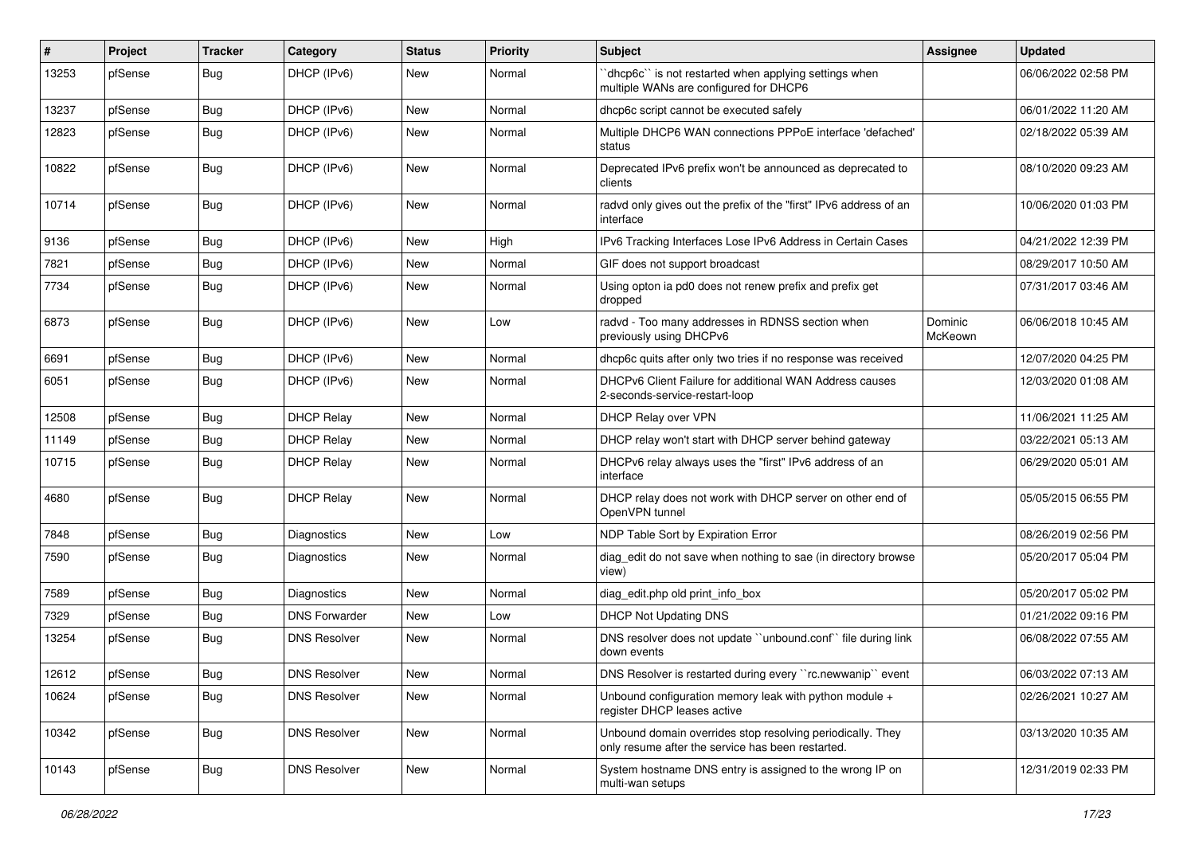| # | Project | Tracker | Category | Status | Priority | Subject | Assignee | Updated |
|---|---|---|---|---|---|---|---|---|
| 13253 | pfSense | Bug | DHCP (IPv6) | New | Normal | ``dhcp6c`` is not restarted when applying settings when multiple WANs are configured for DHCP6 | | 06/06/2022 02:58 PM |
| 13237 | pfSense | Bug | DHCP (IPv6) | New | Normal | dhcp6c script cannot be executed safely | | 06/01/2022 11:20 AM |
| 12823 | pfSense | Bug | DHCP (IPv6) | New | Normal | Multiple DHCP6 WAN connections PPPoE interface 'defached' status | | 02/18/2022 05:39 AM |
| 10822 | pfSense | Bug | DHCP (IPv6) | New | Normal | Deprecated IPv6 prefix won't be announced as deprecated to clients | | 08/10/2020 09:23 AM |
| 10714 | pfSense | Bug | DHCP (IPv6) | New | Normal | radvd only gives out the prefix of the "first" IPv6 address of an interface | | 10/06/2020 01:03 PM |
| 9136 | pfSense | Bug | DHCP (IPv6) | New | High | IPv6 Tracking Interfaces Lose IPv6 Address in Certain Cases | | 04/21/2022 12:39 PM |
| 7821 | pfSense | Bug | DHCP (IPv6) | New | Normal | GIF does not support broadcast | | 08/29/2017 10:50 AM |
| 7734 | pfSense | Bug | DHCP (IPv6) | New | Normal | Using opton ia pd0 does not renew prefix and prefix get dropped | | 07/31/2017 03:46 AM |
| 6873 | pfSense | Bug | DHCP (IPv6) | New | Low | radvd - Too many addresses in RDNSS section when previously using DHCPv6 | Dominic McKeown | 06/06/2018 10:45 AM |
| 6691 | pfSense | Bug | DHCP (IPv6) | New | Normal | dhcp6c quits after only two tries if no response was received | | 12/07/2020 04:25 PM |
| 6051 | pfSense | Bug | DHCP (IPv6) | New | Normal | DHCPv6 Client Failure for additional WAN Address causes 2-seconds-service-restart-loop | | 12/03/2020 01:08 AM |
| 12508 | pfSense | Bug | DHCP Relay | New | Normal | DHCP Relay over VPN | | 11/06/2021 11:25 AM |
| 11149 | pfSense | Bug | DHCP Relay | New | Normal | DHCP relay won't start with DHCP server behind gateway | | 03/22/2021 05:13 AM |
| 10715 | pfSense | Bug | DHCP Relay | New | Normal | DHCPv6 relay always uses the "first" IPv6 address of an interface | | 06/29/2020 05:01 AM |
| 4680 | pfSense | Bug | DHCP Relay | New | Normal | DHCP relay does not work with DHCP server on other end of OpenVPN tunnel | | 05/05/2015 06:55 PM |
| 7848 | pfSense | Bug | Diagnostics | New | Low | NDP Table Sort by Expiration Error | | 08/26/2019 02:56 PM |
| 7590 | pfSense | Bug | Diagnostics | New | Normal | diag_edit do not save when nothing to sae (in directory browse view) | | 05/20/2017 05:04 PM |
| 7589 | pfSense | Bug | Diagnostics | New | Normal | diag_edit.php old print_info_box | | 05/20/2017 05:02 PM |
| 7329 | pfSense | Bug | DNS Forwarder | New | Low | DHCP Not Updating DNS | | 01/21/2022 09:16 PM |
| 13254 | pfSense | Bug | DNS Resolver | New | Normal | DNS resolver does not update ``unbound.conf`` file during link down events | | 06/08/2022 07:55 AM |
| 12612 | pfSense | Bug | DNS Resolver | New | Normal | DNS Resolver is restarted during every ``rc.newwanip`` event | | 06/03/2022 07:13 AM |
| 10624 | pfSense | Bug | DNS Resolver | New | Normal | Unbound configuration memory leak with python module + register DHCP leases active | | 02/26/2021 10:27 AM |
| 10342 | pfSense | Bug | DNS Resolver | New | Normal | Unbound domain overrides stop resolving periodically. They only resume after the service has been restarted. | | 03/13/2020 10:35 AM |
| 10143 | pfSense | Bug | DNS Resolver | New | Normal | System hostname DNS entry is assigned to the wrong IP on multi-wan setups | | 12/31/2019 02:33 PM |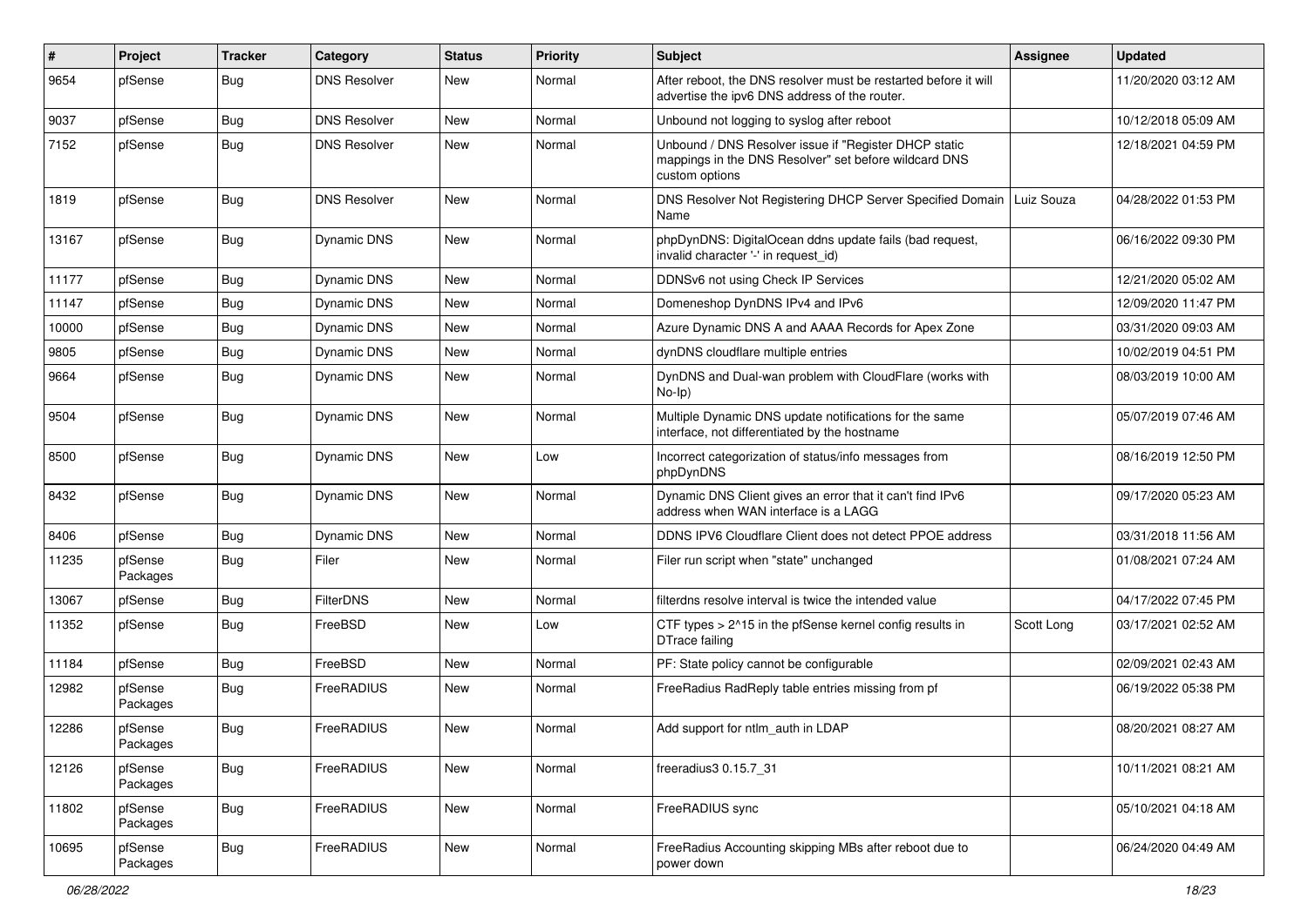| # | Project | Tracker | Category | Status | Priority | Subject | Assignee | Updated |
|---|---|---|---|---|---|---|---|---|
| 9654 | pfSense | Bug | DNS Resolver | New | Normal | After reboot, the DNS resolver must be restarted before it will advertise the ipv6 DNS address of the router. | | 11/20/2020 03:12 AM |
| 9037 | pfSense | Bug | DNS Resolver | New | Normal | Unbound not logging to syslog after reboot | | 10/12/2018 05:09 AM |
| 7152 | pfSense | Bug | DNS Resolver | New | Normal | Unbound / DNS Resolver issue if "Register DHCP static mappings in the DNS Resolver" set before wildcard DNS custom options | | 12/18/2021 04:59 PM |
| 1819 | pfSense | Bug | DNS Resolver | New | Normal | DNS Resolver Not Registering DHCP Server Specified Domain Name | Luiz Souza | 04/28/2022 01:53 PM |
| 13167 | pfSense | Bug | Dynamic DNS | New | Normal | phpDynDNS: DigitalOcean ddns update fails (bad request, invalid character '-' in request_id) | | 06/16/2022 09:30 PM |
| 11177 | pfSense | Bug | Dynamic DNS | New | Normal | DDNSv6 not using Check IP Services | | 12/21/2020 05:02 AM |
| 11147 | pfSense | Bug | Dynamic DNS | New | Normal | Domeneshop DynDNS IPv4 and IPv6 | | 12/09/2020 11:47 PM |
| 10000 | pfSense | Bug | Dynamic DNS | New | Normal | Azure Dynamic DNS A and AAAA Records for Apex Zone | | 03/31/2020 09:03 AM |
| 9805 | pfSense | Bug | Dynamic DNS | New | Normal | dynDNS cloudflare multiple entries | | 10/02/2019 04:51 PM |
| 9664 | pfSense | Bug | Dynamic DNS | New | Normal | DynDNS and Dual-wan problem with CloudFlare (works with No-Ip) | | 08/03/2019 10:00 AM |
| 9504 | pfSense | Bug | Dynamic DNS | New | Normal | Multiple Dynamic DNS update notifications for the same interface, not differentiated by the hostname | | 05/07/2019 07:46 AM |
| 8500 | pfSense | Bug | Dynamic DNS | New | Low | Incorrect categorization of status/info messages from phpDynDNS | | 08/16/2019 12:50 PM |
| 8432 | pfSense | Bug | Dynamic DNS | New | Normal | Dynamic DNS Client gives an error that it can't find IPv6 address when WAN interface is a LAGG | | 09/17/2020 05:23 AM |
| 8406 | pfSense | Bug | Dynamic DNS | New | Normal | DDNS IPV6 Cloudflare Client does not detect PPOE address | | 03/31/2018 11:56 AM |
| 11235 | pfSense Packages | Bug | Filer | New | Normal | Filer run script when "state" unchanged | | 01/08/2021 07:24 AM |
| 13067 | pfSense | Bug | FilterDNS | New | Normal | filterdns resolve interval is twice the intended value | | 04/17/2022 07:45 PM |
| 11352 | pfSense | Bug | FreeBSD | New | Low | CTF types > 2^15 in the pfSense kernel config results in DTrace failing | Scott Long | 03/17/2021 02:52 AM |
| 11184 | pfSense | Bug | FreeBSD | New | Normal | PF: State policy cannot be configurable | | 02/09/2021 02:43 AM |
| 12982 | pfSense Packages | Bug | FreeRADIUS | New | Normal | FreeRadius RadReply table entries missing from pf | | 06/19/2022 05:38 PM |
| 12286 | pfSense Packages | Bug | FreeRADIUS | New | Normal | Add support for ntlm_auth in LDAP | | 08/20/2021 08:27 AM |
| 12126 | pfSense Packages | Bug | FreeRADIUS | New | Normal | freeradius3 0.15.7_31 | | 10/11/2021 08:21 AM |
| 11802 | pfSense Packages | Bug | FreeRADIUS | New | Normal | FreeRADIUS sync | | 05/10/2021 04:18 AM |
| 10695 | pfSense Packages | Bug | FreeRADIUS | New | Normal | FreeRadius Accounting skipping MBs after reboot due to power down | | 06/24/2020 04:49 AM |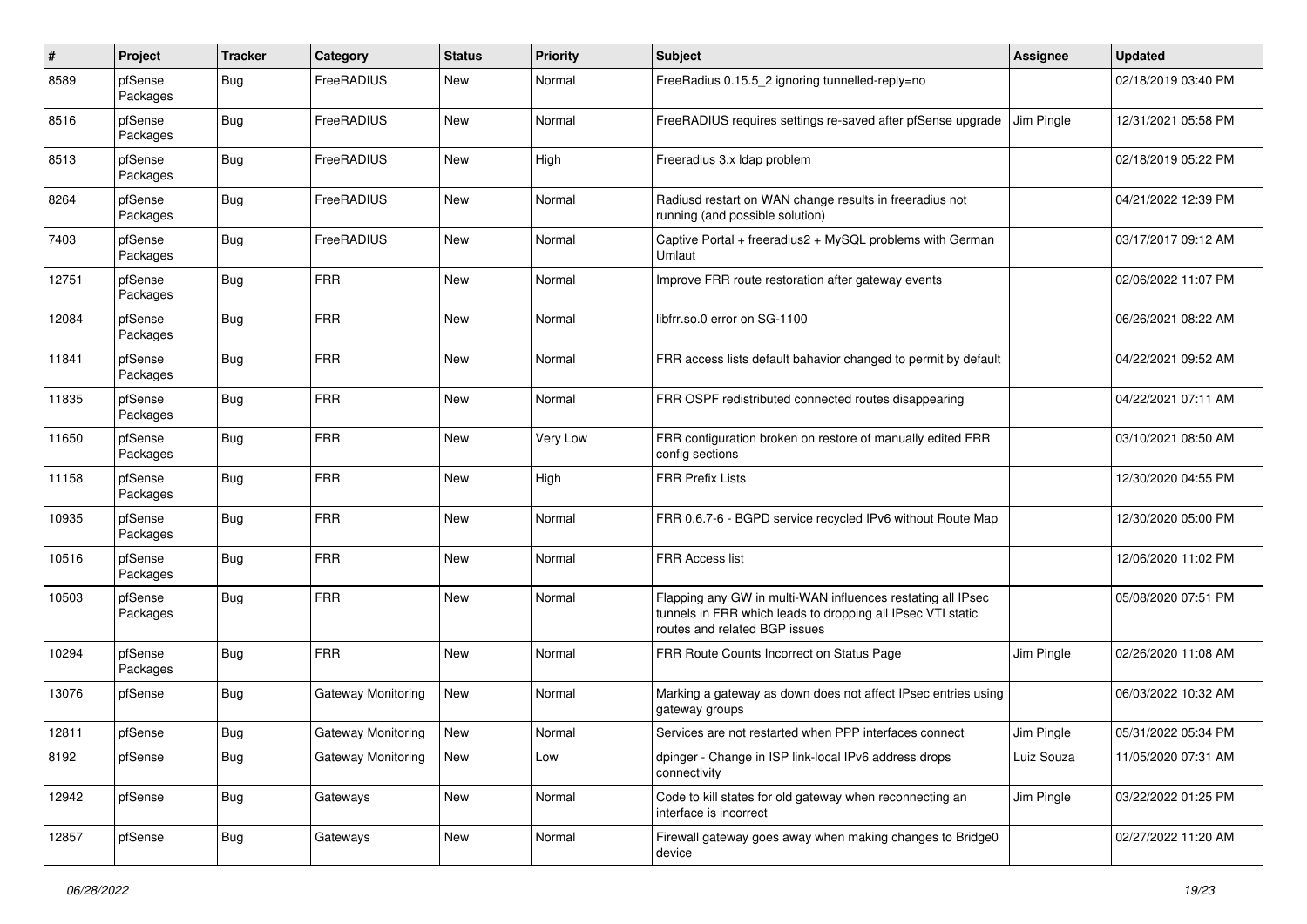| # | Project | Tracker | Category | Status | Priority | Subject | Assignee | Updated |
|---|---|---|---|---|---|---|---|---|
| 8589 | pfSense Packages | Bug | FreeRADIUS | New | Normal | FreeRadius 0.15.5_2 ignoring tunnelled-reply=no | | 02/18/2019 03:40 PM |
| 8516 | pfSense Packages | Bug | FreeRADIUS | New | Normal | FreeRADIUS requires settings re-saved after pfSense upgrade | Jim Pingle | 12/31/2021 05:58 PM |
| 8513 | pfSense Packages | Bug | FreeRADIUS | New | High | Freeradius 3.x ldap problem | | 02/18/2019 05:22 PM |
| 8264 | pfSense Packages | Bug | FreeRADIUS | New | Normal | Radiusd restart on WAN change results in freeradius not running (and possible solution) | | 04/21/2022 12:39 PM |
| 7403 | pfSense Packages | Bug | FreeRADIUS | New | Normal | Captive Portal + freeradius2 + MySQL problems with German Umlaut | | 03/17/2017 09:12 AM |
| 12751 | pfSense Packages | Bug | FRR | New | Normal | Improve FRR route restoration after gateway events | | 02/06/2022 11:07 PM |
| 12084 | pfSense Packages | Bug | FRR | New | Normal | libfrr.so.0 error on SG-1100 | | 06/26/2021 08:22 AM |
| 11841 | pfSense Packages | Bug | FRR | New | Normal | FRR access lists default bahavior changed to permit by default | | 04/22/2021 09:52 AM |
| 11835 | pfSense Packages | Bug | FRR | New | Normal | FRR OSPF redistributed connected routes disappearing | | 04/22/2021 07:11 AM |
| 11650 | pfSense Packages | Bug | FRR | New | Very Low | FRR configuration broken on restore of manually edited FRR config sections | | 03/10/2021 08:50 AM |
| 11158 | pfSense Packages | Bug | FRR | New | High | FRR Prefix Lists | | 12/30/2020 04:55 PM |
| 10935 | pfSense Packages | Bug | FRR | New | Normal | FRR 0.6.7-6 - BGPD service recycled IPv6 without Route Map | | 12/30/2020 05:00 PM |
| 10516 | pfSense Packages | Bug | FRR | New | Normal | FRR Access list | | 12/06/2020 11:02 PM |
| 10503 | pfSense Packages | Bug | FRR | New | Normal | Flapping any GW in multi-WAN influences restating all IPsec tunnels in FRR which leads to dropping all IPsec VTI static routes and related BGP issues | | 05/08/2020 07:51 PM |
| 10294 | pfSense Packages | Bug | FRR | New | Normal | FRR Route Counts Incorrect on Status Page | Jim Pingle | 02/26/2020 11:08 AM |
| 13076 | pfSense | Bug | Gateway Monitoring | New | Normal | Marking a gateway as down does not affect IPsec entries using gateway groups | | 06/03/2022 10:32 AM |
| 12811 | pfSense | Bug | Gateway Monitoring | New | Normal | Services are not restarted when PPP interfaces connect | Jim Pingle | 05/31/2022 05:34 PM |
| 8192 | pfSense | Bug | Gateway Monitoring | New | Low | dpinger - Change in ISP link-local IPv6 address drops connectivity | Luiz Souza | 11/05/2020 07:31 AM |
| 12942 | pfSense | Bug | Gateways | New | Normal | Code to kill states for old gateway when reconnecting an interface is incorrect | Jim Pingle | 03/22/2022 01:25 PM |
| 12857 | pfSense | Bug | Gateways | New | Normal | Firewall gateway goes away when making changes to Bridge0 device | | 02/27/2022 11:20 AM |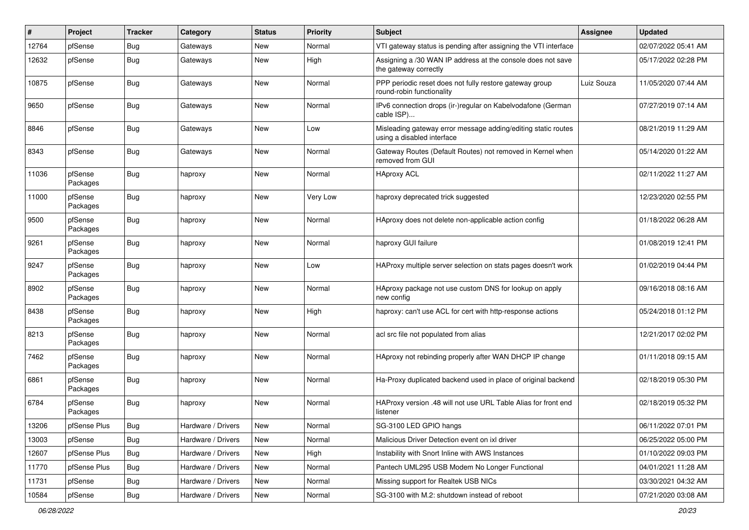| # | Project | Tracker | Category | Status | Priority | Subject | Assignee | Updated |
|---|---|---|---|---|---|---|---|---|
| 12764 | pfSense | Bug | Gateways | New | Normal | VTI gateway status is pending after assigning the VTI interface | | 02/07/2022 05:41 AM |
| 12632 | pfSense | Bug | Gateways | New | High | Assigning a /30 WAN IP address at the console does not save the gateway correctly | | 05/17/2022 02:28 PM |
| 10875 | pfSense | Bug | Gateways | New | Normal | PPP periodic reset does not fully restore gateway group round-robin functionality | Luiz Souza | 11/05/2020 07:44 AM |
| 9650 | pfSense | Bug | Gateways | New | Normal | IPv6 connection drops (ir-)regular on Kabelvodafone (German cable ISP)... | | 07/27/2019 07:14 AM |
| 8846 | pfSense | Bug | Gateways | New | Low | Misleading gateway error message adding/editing static routes using a disabled interface | | 08/21/2019 11:29 AM |
| 8343 | pfSense | Bug | Gateways | New | Normal | Gateway Routes (Default Routes) not removed in Kernel when removed from GUI | | 05/14/2020 01:22 AM |
| 11036 | pfSense Packages | Bug | haproxy | New | Normal | HAproxy ACL | | 02/11/2022 11:27 AM |
| 11000 | pfSense Packages | Bug | haproxy | New | Very Low | haproxy deprecated trick suggested | | 12/23/2020 02:55 PM |
| 9500 | pfSense Packages | Bug | haproxy | New | Normal | HAproxy does not delete non-applicable action config | | 01/18/2022 06:28 AM |
| 9261 | pfSense Packages | Bug | haproxy | New | Normal | haproxy GUI failure | | 01/08/2019 12:41 PM |
| 9247 | pfSense Packages | Bug | haproxy | New | Low | HAProxy multiple server selection on stats pages doesn't work | | 01/02/2019 04:44 PM |
| 8902 | pfSense Packages | Bug | haproxy | New | Normal | HAproxy package not use custom DNS for lookup on apply new config | | 09/16/2018 08:16 AM |
| 8438 | pfSense Packages | Bug | haproxy | New | High | haproxy: can't use ACL for cert with http-response actions | | 05/24/2018 01:12 PM |
| 8213 | pfSense Packages | Bug | haproxy | New | Normal | acl src file not populated from alias | | 12/21/2017 02:02 PM |
| 7462 | pfSense Packages | Bug | haproxy | New | Normal | HAproxy not rebinding properly after WAN DHCP IP change | | 01/11/2018 09:15 AM |
| 6861 | pfSense Packages | Bug | haproxy | New | Normal | Ha-Proxy duplicated backend used in place of original backend | | 02/18/2019 05:30 PM |
| 6784 | pfSense Packages | Bug | haproxy | New | Normal | HAProxy version .48 will not use URL Table Alias for front end listener | | 02/18/2019 05:32 PM |
| 13206 | pfSense Plus | Bug | Hardware / Drivers | New | Normal | SG-3100 LED GPIO hangs | | 06/11/2022 07:01 PM |
| 13003 | pfSense | Bug | Hardware / Drivers | New | Normal | Malicious Driver Detection event on ixl driver | | 06/25/2022 05:00 PM |
| 12607 | pfSense Plus | Bug | Hardware / Drivers | New | High | Instability with Snort Inline with AWS Instances | | 01/10/2022 09:03 PM |
| 11770 | pfSense Plus | Bug | Hardware / Drivers | New | Normal | Pantech UML295 USB Modem No Longer Functional | | 04/01/2021 11:28 AM |
| 11731 | pfSense | Bug | Hardware / Drivers | New | Normal | Missing support for Realtek USB NICs | | 03/30/2021 04:32 AM |
| 10584 | pfSense | Bug | Hardware / Drivers | New | Normal | SG-3100 with M.2: shutdown instead of reboot | | 07/21/2020 03:08 AM |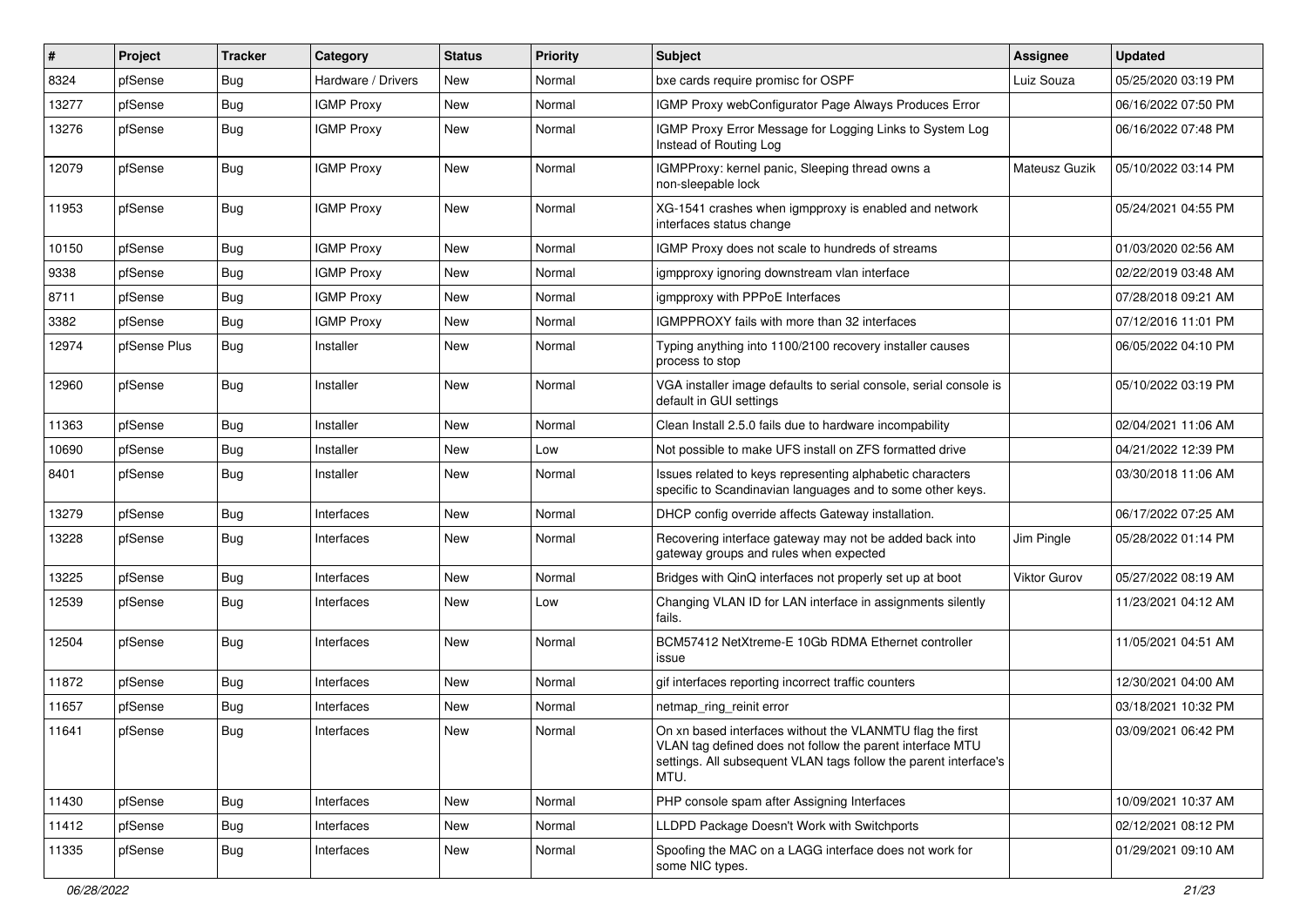| # | Project | Tracker | Category | Status | Priority | Subject | Assignee | Updated |
|---|---|---|---|---|---|---|---|---|
| 8324 | pfSense | Bug | Hardware / Drivers | New | Normal | bxe cards require promisc for OSPF | Luiz Souza | 05/25/2020 03:19 PM |
| 13277 | pfSense | Bug | IGMP Proxy | New | Normal | IGMP Proxy webConfigurator Page Always Produces Error | | 06/16/2022 07:50 PM |
| 13276 | pfSense | Bug | IGMP Proxy | New | Normal | IGMP Proxy Error Message for Logging Links to System Log Instead of Routing Log | | 06/16/2022 07:48 PM |
| 12079 | pfSense | Bug | IGMP Proxy | New | Normal | IGMPProxy: kernel panic, Sleeping thread owns a non-sleepable lock | Mateusz Guzik | 05/10/2022 03:14 PM |
| 11953 | pfSense | Bug | IGMP Proxy | New | Normal | XG-1541 crashes when igmpproxy is enabled and network interfaces status change | | 05/24/2021 04:55 PM |
| 10150 | pfSense | Bug | IGMP Proxy | New | Normal | IGMP Proxy does not scale to hundreds of streams | | 01/03/2020 02:56 AM |
| 9338 | pfSense | Bug | IGMP Proxy | New | Normal | igmpproxy ignoring downstream vlan interface | | 02/22/2019 03:48 AM |
| 8711 | pfSense | Bug | IGMP Proxy | New | Normal | igmpproxy with PPPoE Interfaces | | 07/28/2018 09:21 AM |
| 3382 | pfSense | Bug | IGMP Proxy | New | Normal | IGMPPROXY fails with more than 32 interfaces | | 07/12/2016 11:01 PM |
| 12974 | pfSense Plus | Bug | Installer | New | Normal | Typing anything into 1100/2100 recovery installer causes process to stop | | 06/05/2022 04:10 PM |
| 12960 | pfSense | Bug | Installer | New | Normal | VGA installer image defaults to serial console, serial console is default in GUI settings | | 05/10/2022 03:19 PM |
| 11363 | pfSense | Bug | Installer | New | Normal | Clean Install 2.5.0 fails due to hardware incompability | | 02/04/2021 11:06 AM |
| 10690 | pfSense | Bug | Installer | New | Low | Not possible to make UFS install on ZFS formatted drive | | 04/21/2022 12:39 PM |
| 8401 | pfSense | Bug | Installer | New | Normal | Issues related to keys representing alphabetic characters specific to Scandinavian languages and to some other keys. | | 03/30/2018 11:06 AM |
| 13279 | pfSense | Bug | Interfaces | New | Normal | DHCP config override affects Gateway installation. | | 06/17/2022 07:25 AM |
| 13228 | pfSense | Bug | Interfaces | New | Normal | Recovering interface gateway may not be added back into gateway groups and rules when expected | Jim Pingle | 05/28/2022 01:14 PM |
| 13225 | pfSense | Bug | Interfaces | New | Normal | Bridges with QinQ interfaces not properly set up at boot | Viktor Gurov | 05/27/2022 08:19 AM |
| 12539 | pfSense | Bug | Interfaces | New | Low | Changing VLAN ID for LAN interface in assignments silently fails. | | 11/23/2021 04:12 AM |
| 12504 | pfSense | Bug | Interfaces | New | Normal | BCM57412 NetXtreme-E 10Gb RDMA Ethernet controller issue | | 11/05/2021 04:51 AM |
| 11872 | pfSense | Bug | Interfaces | New | Normal | gif interfaces reporting incorrect traffic counters | | 12/30/2021 04:00 AM |
| 11657 | pfSense | Bug | Interfaces | New | Normal | netmap_ring_reinit error | | 03/18/2021 10:32 PM |
| 11641 | pfSense | Bug | Interfaces | New | Normal | On xn based interfaces without the VLANMTU flag the first VLAN tag defined does not follow the parent interface MTU settings. All subsequent VLAN tags follow the parent interface's MTU. | | 03/09/2021 06:42 PM |
| 11430 | pfSense | Bug | Interfaces | New | Normal | PHP console spam after Assigning Interfaces | | 10/09/2021 10:37 AM |
| 11412 | pfSense | Bug | Interfaces | New | Normal | LLDPD Package Doesn't Work with Switchports | | 02/12/2021 08:12 PM |
| 11335 | pfSense | Bug | Interfaces | New | Normal | Spoofing the MAC on a LAGG interface does not work for some NIC types. | | 01/29/2021 09:10 AM |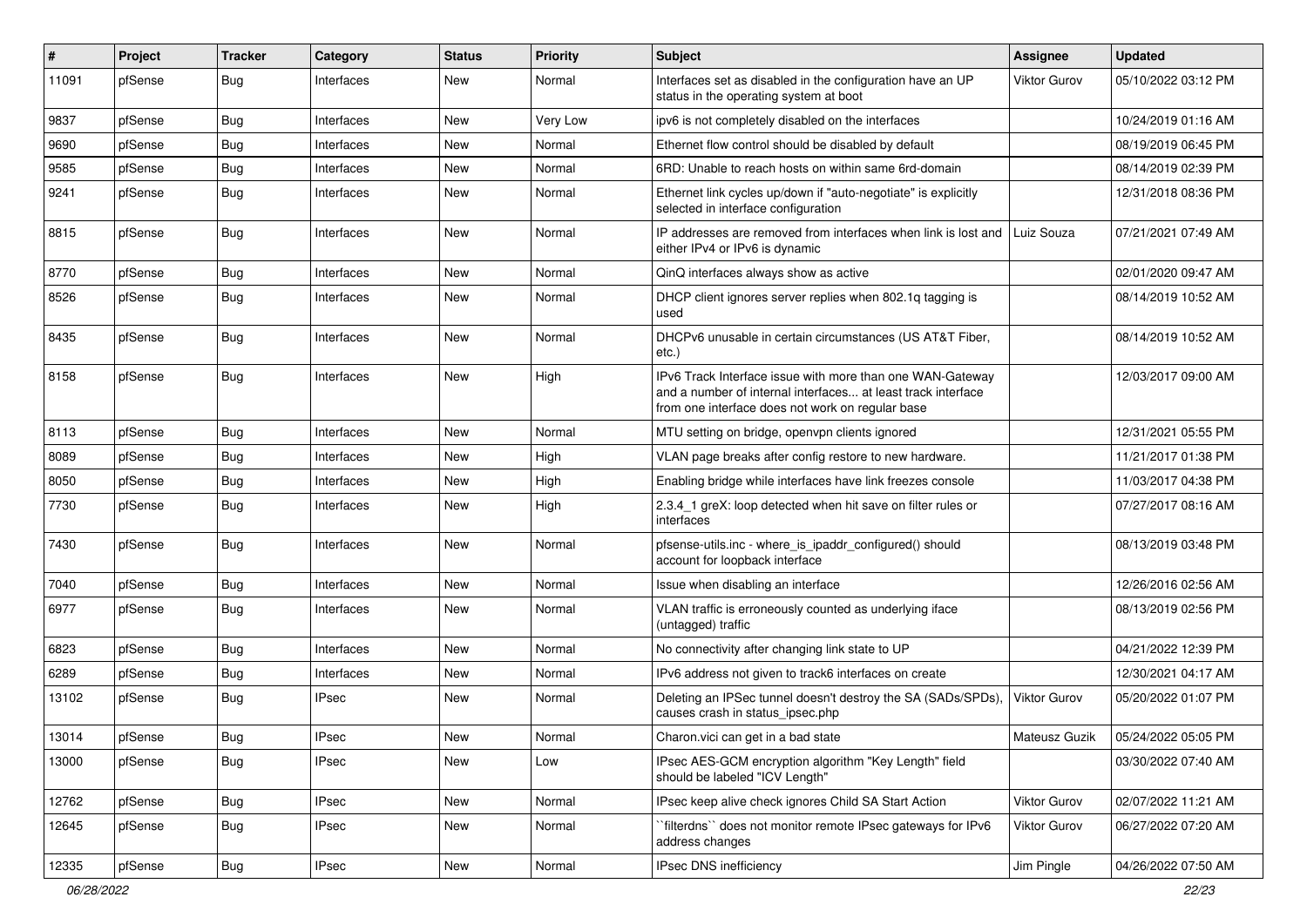| # | Project | Tracker | Category | Status | Priority | Subject | Assignee | Updated |
|---|---|---|---|---|---|---|---|---|
| 11091 | pfSense | Bug | Interfaces | New | Normal | Interfaces set as disabled in the configuration have an UP status in the operating system at boot | Viktor Gurov | 05/10/2022 03:12 PM |
| 9837 | pfSense | Bug | Interfaces | New | Very Low | ipv6 is not completely disabled on the interfaces | | 10/24/2019 01:16 AM |
| 9690 | pfSense | Bug | Interfaces | New | Normal | Ethernet flow control should be disabled by default | | 08/19/2019 06:45 PM |
| 9585 | pfSense | Bug | Interfaces | New | Normal | 6RD: Unable to reach hosts on within same 6rd-domain | | 08/14/2019 02:39 PM |
| 9241 | pfSense | Bug | Interfaces | New | Normal | Ethernet link cycles up/down if "auto-negotiate" is explicitly selected in interface configuration | | 12/31/2018 08:36 PM |
| 8815 | pfSense | Bug | Interfaces | New | Normal | IP addresses are removed from interfaces when link is lost and either IPv4 or IPv6 is dynamic | Luiz Souza | 07/21/2021 07:49 AM |
| 8770 | pfSense | Bug | Interfaces | New | Normal | QinQ interfaces always show as active | | 02/01/2020 09:47 AM |
| 8526 | pfSense | Bug | Interfaces | New | Normal | DHCP client ignores server replies when 802.1q tagging is used | | 08/14/2019 10:52 AM |
| 8435 | pfSense | Bug | Interfaces | New | Normal | DHCPv6 unusable in certain circumstances (US AT&T Fiber, etc.) | | 08/14/2019 10:52 AM |
| 8158 | pfSense | Bug | Interfaces | New | High | IPv6 Track Interface issue with more than one WAN-Gateway and a number of internal interfaces... at least track interface from one interface does not work on regular base | | 12/03/2017 09:00 AM |
| 8113 | pfSense | Bug | Interfaces | New | Normal | MTU setting on bridge, openvpn clients ignored | | 12/31/2021 05:55 PM |
| 8089 | pfSense | Bug | Interfaces | New | High | VLAN page breaks after config restore to new hardware. | | 11/21/2017 01:38 PM |
| 8050 | pfSense | Bug | Interfaces | New | High | Enabling bridge while interfaces have link freezes console | | 11/03/2017 04:38 PM |
| 7730 | pfSense | Bug | Interfaces | New | High | 2.3.4_1 greX: loop detected when hit save on filter rules or interfaces | | 07/27/2017 08:16 AM |
| 7430 | pfSense | Bug | Interfaces | New | Normal | pfsense-utils.inc - where_is_ipaddr_configured() should account for loopback interface | | 08/13/2019 03:48 PM |
| 7040 | pfSense | Bug | Interfaces | New | Normal | Issue when disabling an interface | | 12/26/2016 02:56 AM |
| 6977 | pfSense | Bug | Interfaces | New | Normal | VLAN traffic is erroneously counted as underlying iface (untagged) traffic | | 08/13/2019 02:56 PM |
| 6823 | pfSense | Bug | Interfaces | New | Normal | No connectivity after changing link state to UP | | 04/21/2022 12:39 PM |
| 6289 | pfSense | Bug | Interfaces | New | Normal | IPv6 address not given to track6 interfaces on create | | 12/30/2021 04:17 AM |
| 13102 | pfSense | Bug | IPsec | New | Normal | Deleting an IPSec tunnel doesn't destroy the SA (SADs/SPDs), causes crash in status_ipsec.php | Viktor Gurov | 05/20/2022 01:07 PM |
| 13014 | pfSense | Bug | IPsec | New | Normal | Charon.vici can get in a bad state | Mateusz Guzik | 05/24/2022 05:05 PM |
| 13000 | pfSense | Bug | IPsec | New | Low | IPsec AES-GCM encryption algorithm "Key Length" field should be labeled "ICV Length" | | 03/30/2022 07:40 AM |
| 12762 | pfSense | Bug | IPsec | New | Normal | IPsec keep alive check ignores Child SA Start Action | Viktor Gurov | 02/07/2022 11:21 AM |
| 12645 | pfSense | Bug | IPsec | New | Normal | ``filterdns`` does not monitor remote IPsec gateways for IPv6 address changes | Viktor Gurov | 06/27/2022 07:20 AM |
| 12335 | pfSense | Bug | IPsec | New | Normal | IPsec DNS inefficiency | Jim Pingle | 04/26/2022 07:50 AM |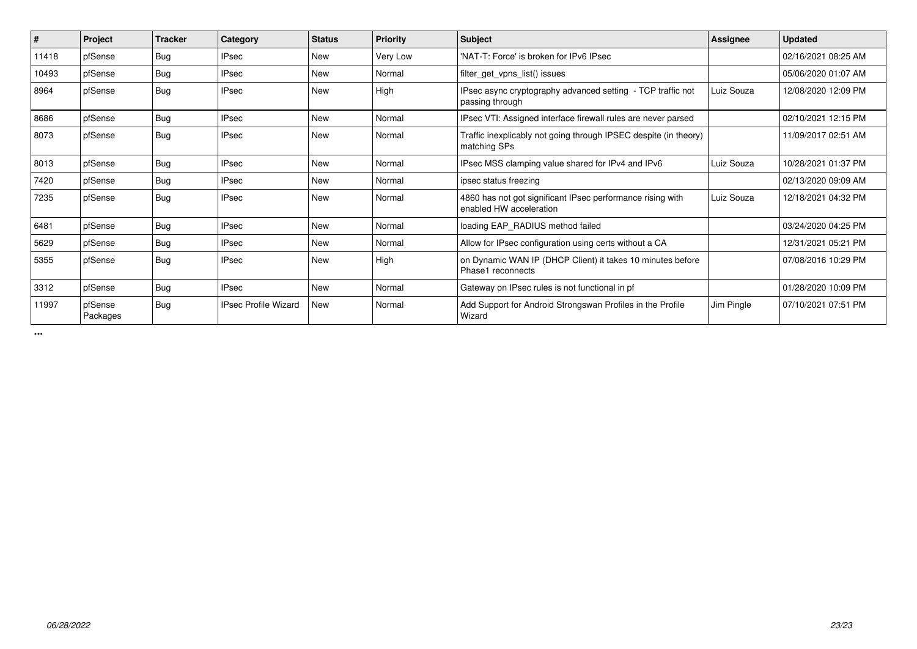| # | Project | Tracker | Category | Status | Priority | Subject | Assignee | Updated |
|---|---|---|---|---|---|---|---|---|
| 11418 | pfSense | Bug | IPsec | New | Very Low | 'NAT-T: Force' is broken for IPv6 IPsec | | 02/16/2021 08:25 AM |
| 10493 | pfSense | Bug | IPsec | New | Normal | filter_get_vpns_list() issues | | 05/06/2020 01:07 AM |
| 8964 | pfSense | Bug | IPsec | New | High | IPsec async cryptography advanced setting - TCP traffic not passing through | Luiz Souza | 12/08/2020 12:09 PM |
| 8686 | pfSense | Bug | IPsec | New | Normal | IPsec VTI: Assigned interface firewall rules are never parsed | | 02/10/2021 12:15 PM |
| 8073 | pfSense | Bug | IPsec | New | Normal | Traffic inexplicably not going through IPSEC despite (in theory) matching SPs | | 11/09/2017 02:51 AM |
| 8013 | pfSense | Bug | IPsec | New | Normal | IPsec MSS clamping value shared for IPv4 and IPv6 | Luiz Souza | 10/28/2021 01:37 PM |
| 7420 | pfSense | Bug | IPsec | New | Normal | ipsec status freezing | | 02/13/2020 09:09 AM |
| 7235 | pfSense | Bug | IPsec | New | Normal | 4860 has not got significant IPsec performance rising with enabled HW acceleration | Luiz Souza | 12/18/2021 04:32 PM |
| 6481 | pfSense | Bug | IPsec | New | Normal | loading EAP_RADIUS method failed | | 03/24/2020 04:25 PM |
| 5629 | pfSense | Bug | IPsec | New | Normal | Allow for IPsec configuration using certs without a CA | | 12/31/2021 05:21 PM |
| 5355 | pfSense | Bug | IPsec | New | High | on Dynamic WAN IP (DHCP Client) it takes 10 minutes before Phase1 reconnects | | 07/08/2016 10:29 PM |
| 3312 | pfSense | Bug | IPsec | New | Normal | Gateway on IPsec rules is not functional in pf | | 01/28/2020 10:09 PM |
| 11997 | pfSense Packages | Bug | IPsec Profile Wizard | New | Normal | Add Support for Android Strongswan Profiles in the Profile Wizard | Jim Pingle | 07/10/2021 07:51 PM |

...